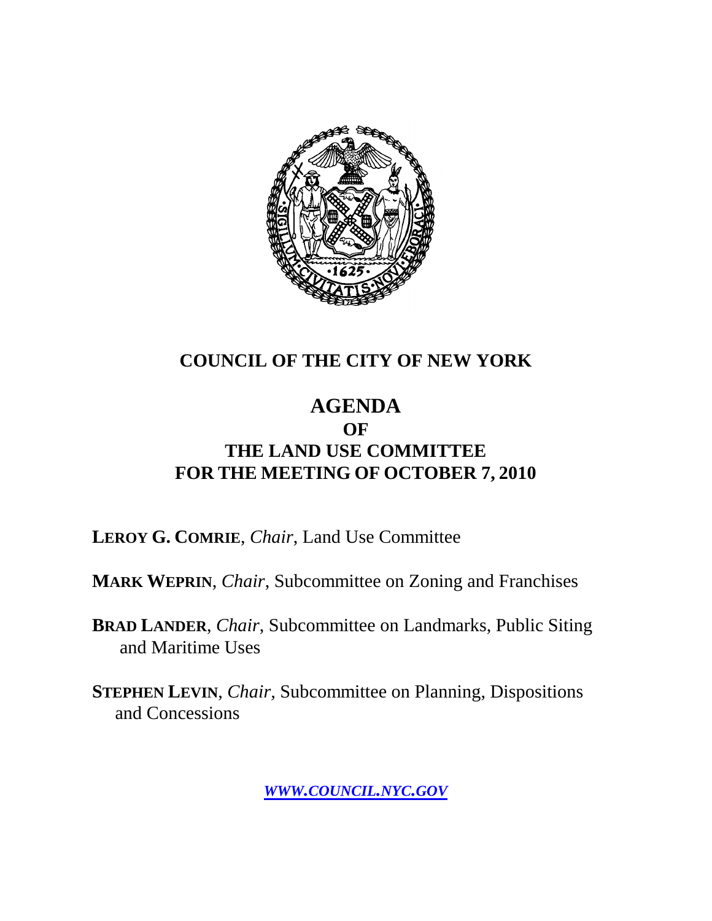# COUNCIL OF THE CITY OF NEW YORK

# AGENDA
## OF
## THE LAND USE COMMITTEE
## FOR THE MEETING OF OCTOBER 7, 2010

**LEROY G. COMRIE**, *Chair*, Land Use Committee

**MARK WEPRIN**, *Chair*, Subcommittee on Zoning and Franchises

**BRAD LANDER**, *Chair*, Subcommittee on Landmarks, Public Siting and Maritime Uses

**STEPHEN LEVIN**, *Chair*, Subcommittee on Planning, Dispositions and Concessions

*WWW.COUNCIL.NYC.GOV*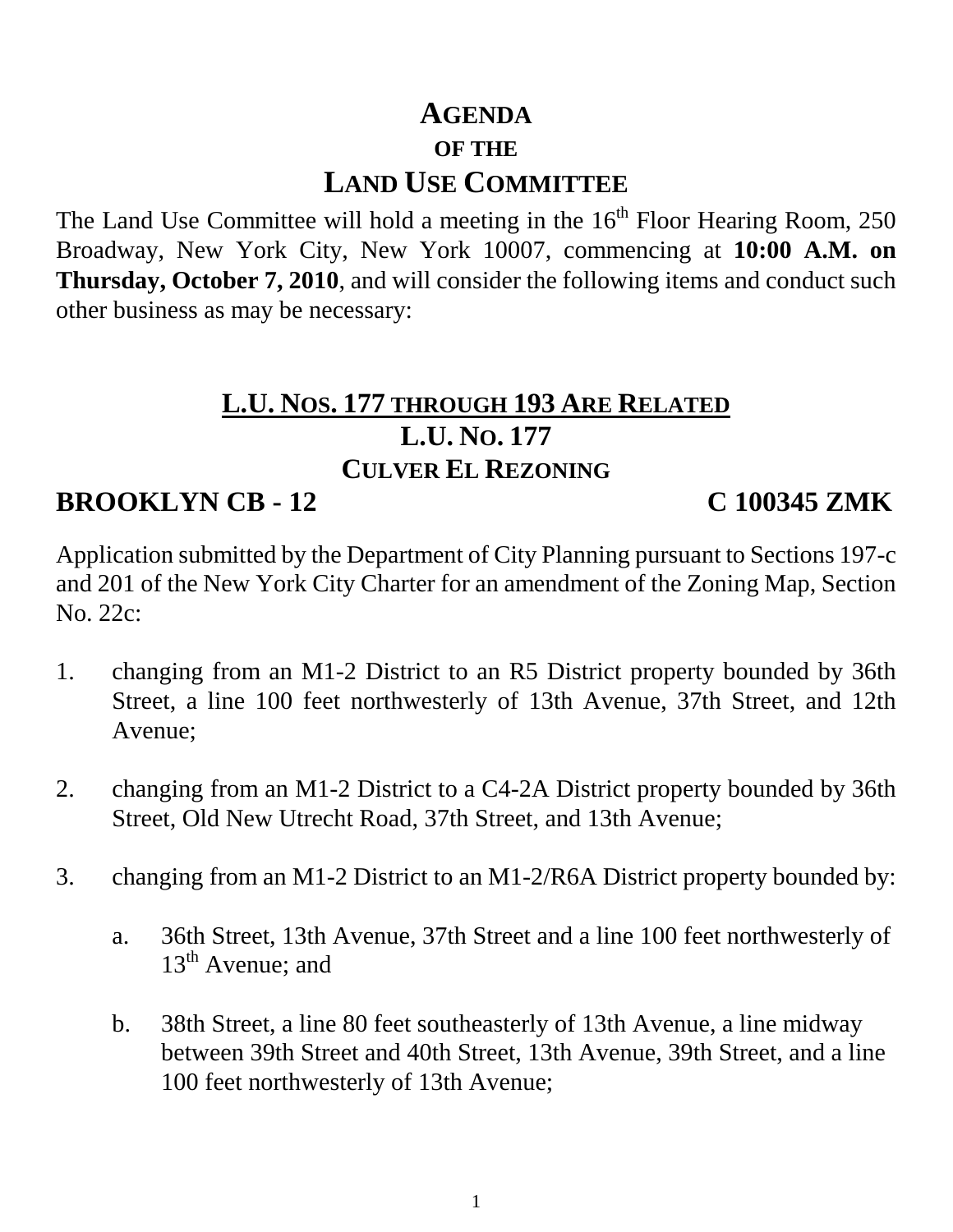# AGENDA

## OF THE

# LAND USE COMMITTEE

The Land Use Committee will hold a meeting in the 16th Floor Hearing Room, 250 Broadway, New York City, New York 10007, commencing at **10:00 A.M. on Thursday, October 7, 2010**, and will consider the following items and conduct such other business as may be necessary:

## L.U. NOS. 177 THROUGH 193 ARE RELATED

## L.U. NO. 177

## CULVER EL REZONING

**BROOKLYN CB - 12** **C 100345 ZMK**

Application submitted by the Department of City Planning pursuant to Sections 197-c and 201 of the New York City Charter for an amendment of the Zoning Map, Section No. 22c:

1. changing from an M1-2 District to an R5 District property bounded by 36th Street, a line 100 feet northwesterly of 13th Avenue, 37th Street, and 12th Avenue;

2. changing from an M1-2 District to a C4-2A District property bounded by 36th Street, Old New Utrecht Road, 37th Street, and 13th Avenue;

3. changing from an M1-2 District to an M1-2/R6A District property bounded by:

   a. 36th Street, 13th Avenue, 37th Street and a line 100 feet northwesterly of 13th Avenue; and

   b. 38th Street, a line 80 feet southeasterly of 13th Avenue, a line midway between 39th Street and 40th Street, 13th Avenue, 39th Street, and a line 100 feet northwesterly of 13th Avenue;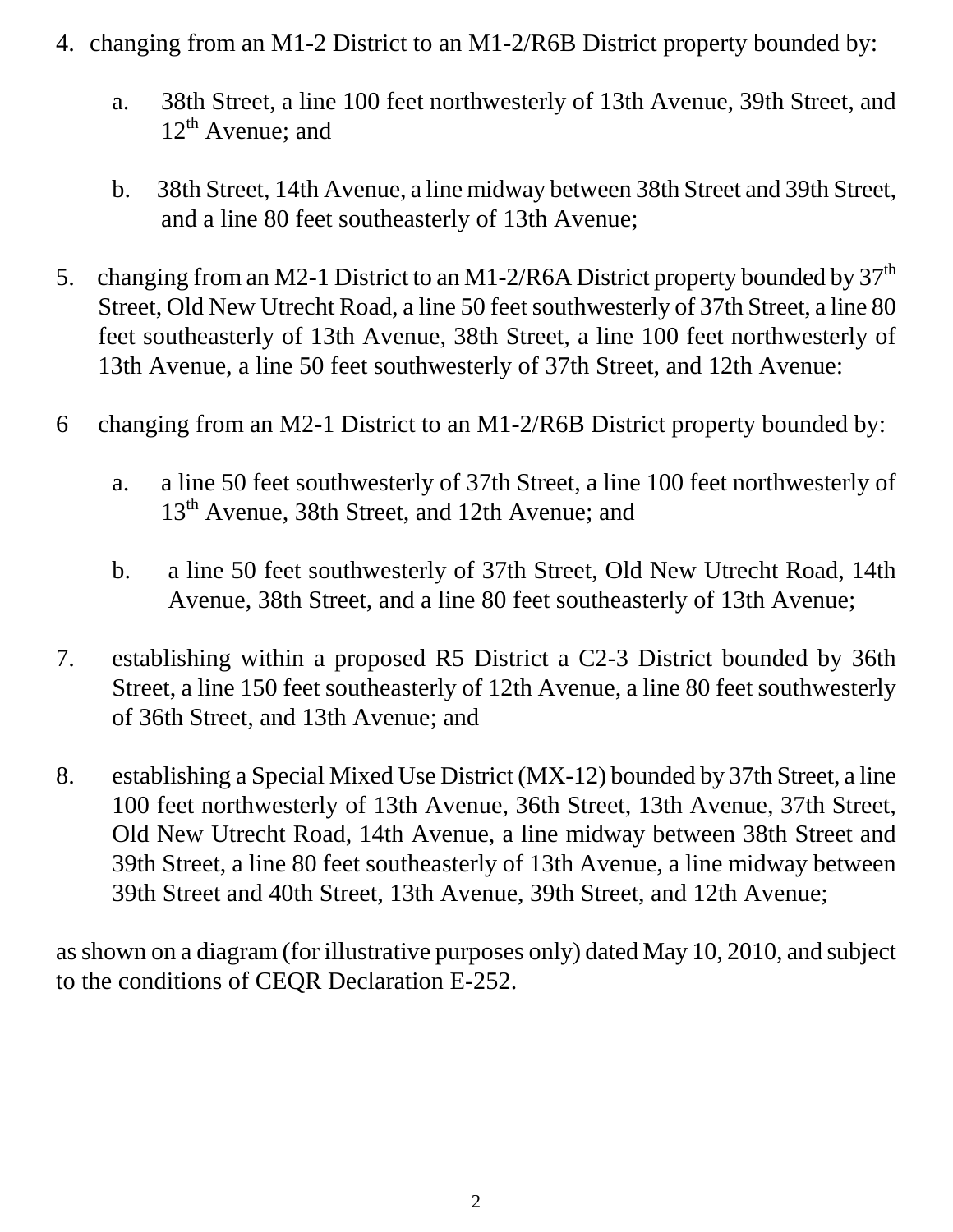4. changing from an M1-2 District to an M1-2/R6B District property bounded by:

   a. 38th Street, a line 100 feet northwesterly of 13th Avenue, 39th Street, and 12th Avenue; and

   b. 38th Street, 14th Avenue, a line midway between 38th Street and 39th Street, and a line 80 feet southeasterly of 13th Avenue;

5. changing from an M2-1 District to an M1-2/R6A District property bounded by 37th Street, Old New Utrecht Road, a line 50 feet southwesterly of 37th Street, a line 80 feet southeasterly of 13th Avenue, 38th Street, a line 100 feet northwesterly of 13th Avenue, a line 50 feet southwesterly of 37th Street, and 12th Avenue:

6 changing from an M2-1 District to an M1-2/R6B District property bounded by:

   a. a line 50 feet southwesterly of 37th Street, a line 100 feet northwesterly of 13th Avenue, 38th Street, and 12th Avenue; and

   b. a line 50 feet southwesterly of 37th Street, Old New Utrecht Road, 14th Avenue, 38th Street, and a line 80 feet southeasterly of 13th Avenue;

7. establishing within a proposed R5 District a C2-3 District bounded by 36th Street, a line 150 feet southeasterly of 12th Avenue, a line 80 feet southwesterly of 36th Street, and 13th Avenue; and

8. establishing a Special Mixed Use District (MX-12) bounded by 37th Street, a line 100 feet northwesterly of 13th Avenue, 36th Street, 13th Avenue, 37th Street, Old New Utrecht Road, 14th Avenue, a line midway between 38th Street and 39th Street, a line 80 feet southeasterly of 13th Avenue, a line midway between 39th Street and 40th Street, 13th Avenue, 39th Street, and 12th Avenue;

as shown on a diagram (for illustrative purposes only) dated May 10, 2010, and subject to the conditions of CEQR Declaration E-252.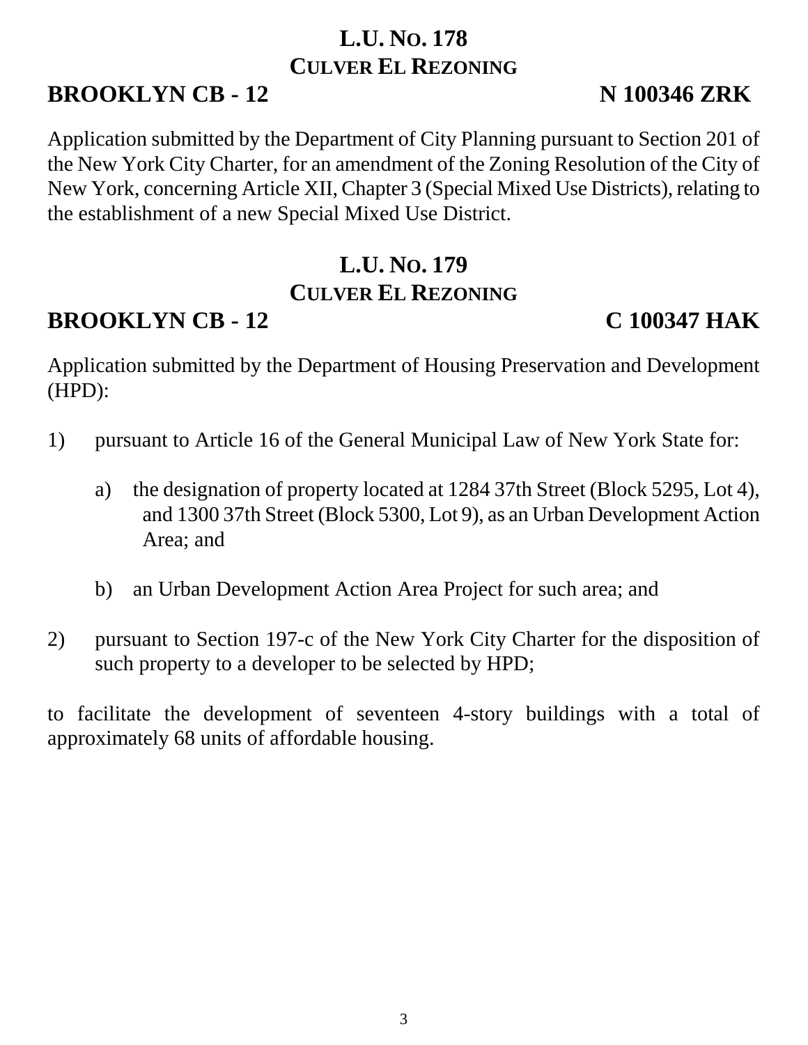## L.U. NO. 178
### CULVER EL REZONING

**BROOKLYN CB - 12** **N 100346 ZRK**

Application submitted by the Department of City Planning pursuant to Section 201 of the New York City Charter, for an amendment of the Zoning Resolution of the City of New York, concerning Article XII, Chapter 3 (Special Mixed Use Districts), relating to the establishment of a new Special Mixed Use District.

## L.U. NO. 179
### CULVER EL REZONING

**BROOKLYN CB - 12** **C 100347 HAK**

Application submitted by the Department of Housing Preservation and Development (HPD):

1) pursuant to Article 16 of the General Municipal Law of New York State for:

   a) the designation of property located at 1284 37th Street (Block 5295, Lot 4), and 1300 37th Street (Block 5300, Lot 9), as an Urban Development Action Area; and

   b) an Urban Development Action Area Project for such area; and

2) pursuant to Section 197-c of the New York City Charter for the disposition of such property to a developer to be selected by HPD;

to facilitate the development of seventeen 4-story buildings with a total of approximately 68 units of affordable housing.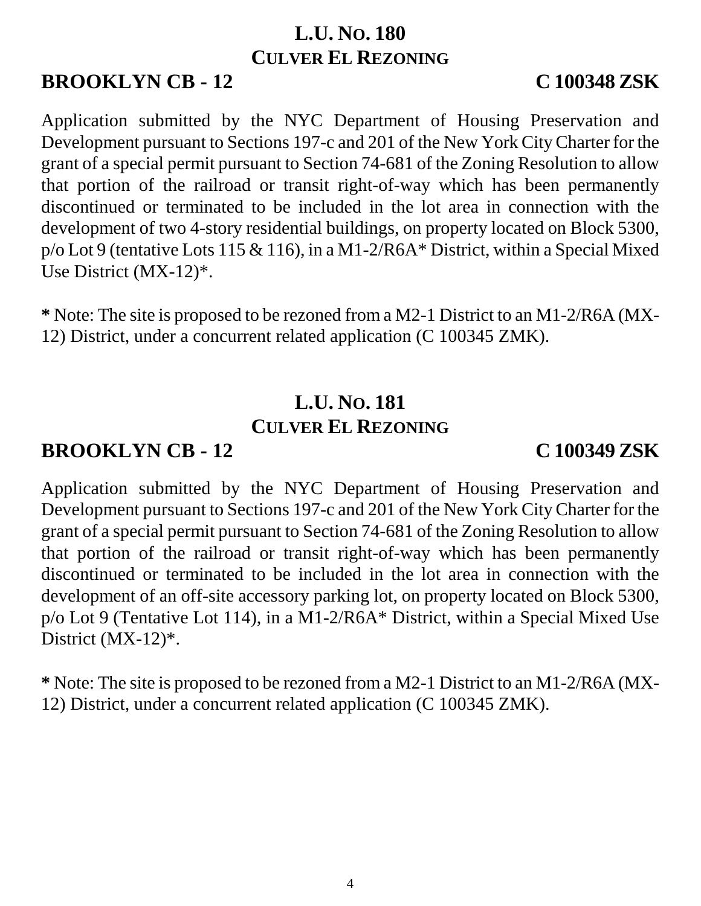## L.U. No. 180
## Culver El Rezoning

**BROOKLYN CB - 12** **C 100348 ZSK**

Application submitted by the NYC Department of Housing Preservation and Development pursuant to Sections 197-c and 201 of the New York City Charter for the grant of a special permit pursuant to Section 74-681 of the Zoning Resolution to allow that portion of the railroad or transit right-of-way which has been permanently discontinued or terminated to be included in the lot area in connection with the development of two 4-story residential buildings, on property located on Block 5300, p/o Lot 9 (tentative Lots 115 & 116), in a M1-2/R6A* District, within a Special Mixed Use District (MX-12)*.

**\*** Note: The site is proposed to be rezoned from a M2-1 District to an M1-2/R6A (MX-12) District, under a concurrent related application (C 100345 ZMK).

## L.U. No. 181
## Culver El Rezoning

**BROOKLYN CB - 12** **C 100349 ZSK**

Application submitted by the NYC Department of Housing Preservation and Development pursuant to Sections 197-c and 201 of the New York City Charter for the grant of a special permit pursuant to Section 74-681 of the Zoning Resolution to allow that portion of the railroad or transit right-of-way which has been permanently discontinued or terminated to be included in the lot area in connection with the development of an off-site accessory parking lot, on property located on Block 5300, p/o Lot 9 (Tentative Lot 114), in a M1-2/R6A* District, within a Special Mixed Use District (MX-12)*.

**\*** Note: The site is proposed to be rezoned from a M2-1 District to an M1-2/R6A (MX-12) District, under a concurrent related application (C 100345 ZMK).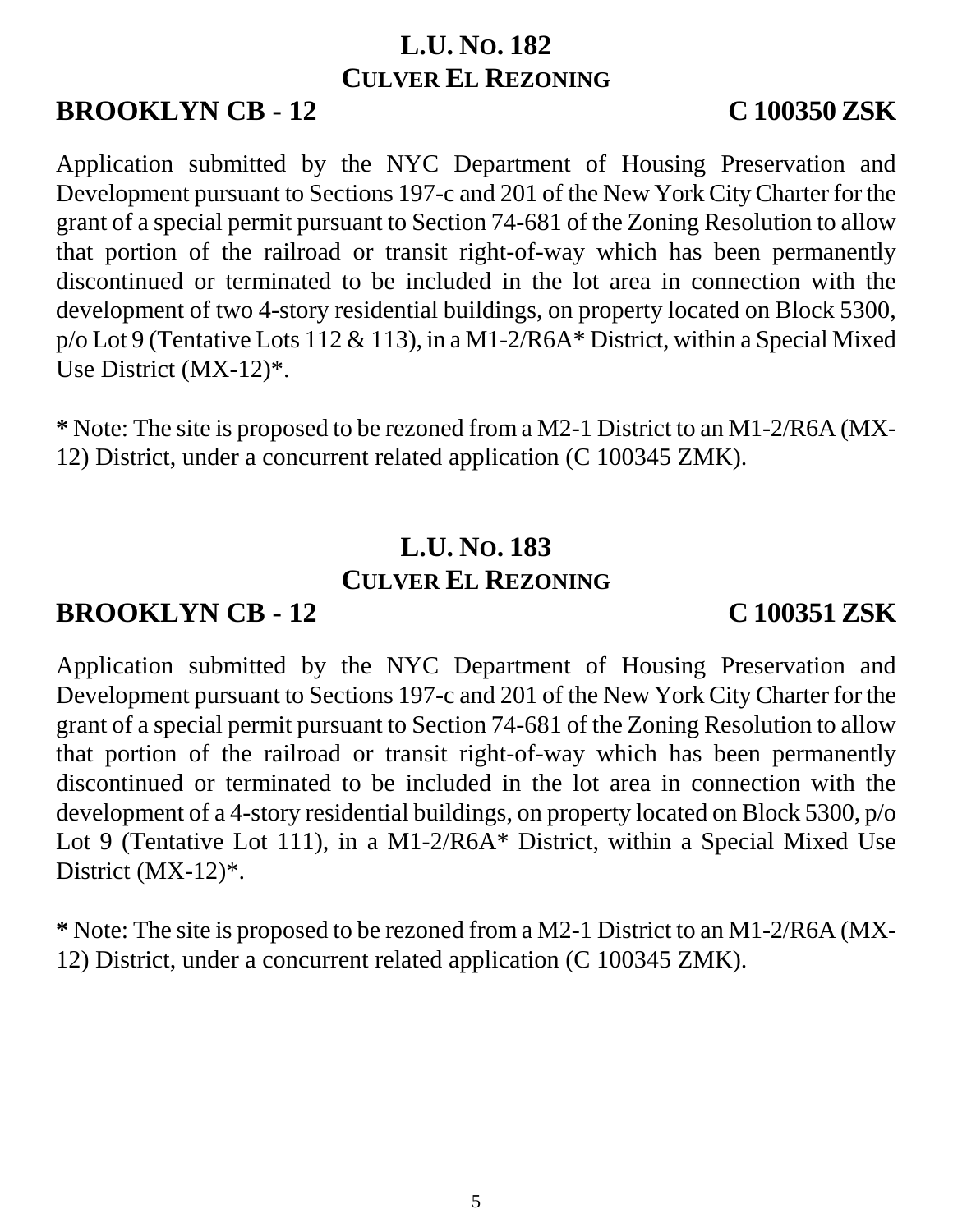## L.U. No. 182
## Culver El Rezoning

**BROOKLYN CB - 12** **C 100350 ZSK**

Application submitted by the NYC Department of Housing Preservation and Development pursuant to Sections 197-c and 201 of the New York City Charter for the grant of a special permit pursuant to Section 74-681 of the Zoning Resolution to allow that portion of the railroad or transit right-of-way which has been permanently discontinued or terminated to be included in the lot area in connection with the development of two 4-story residential buildings, on property located on Block 5300, p/o Lot 9 (Tentative Lots 112 & 113), in a M1-2/R6A* District, within a Special Mixed Use District (MX-12)*.

**\*** Note: The site is proposed to be rezoned from a M2-1 District to an M1-2/R6A (MX-12) District, under a concurrent related application (C 100345 ZMK).

## L.U. No. 183
## Culver El Rezoning

**BROOKLYN CB - 12** **C 100351 ZSK**

Application submitted by the NYC Department of Housing Preservation and Development pursuant to Sections 197-c and 201 of the New York City Charter for the grant of a special permit pursuant to Section 74-681 of the Zoning Resolution to allow that portion of the railroad or transit right-of-way which has been permanently discontinued or terminated to be included in the lot area in connection with the development of a 4-story residential buildings, on property located on Block 5300, p/o Lot 9 (Tentative Lot 111), in a M1-2/R6A* District, within a Special Mixed Use District (MX-12)*.

**\*** Note: The site is proposed to be rezoned from a M2-1 District to an M1-2/R6A (MX-12) District, under a concurrent related application (C 100345 ZMK).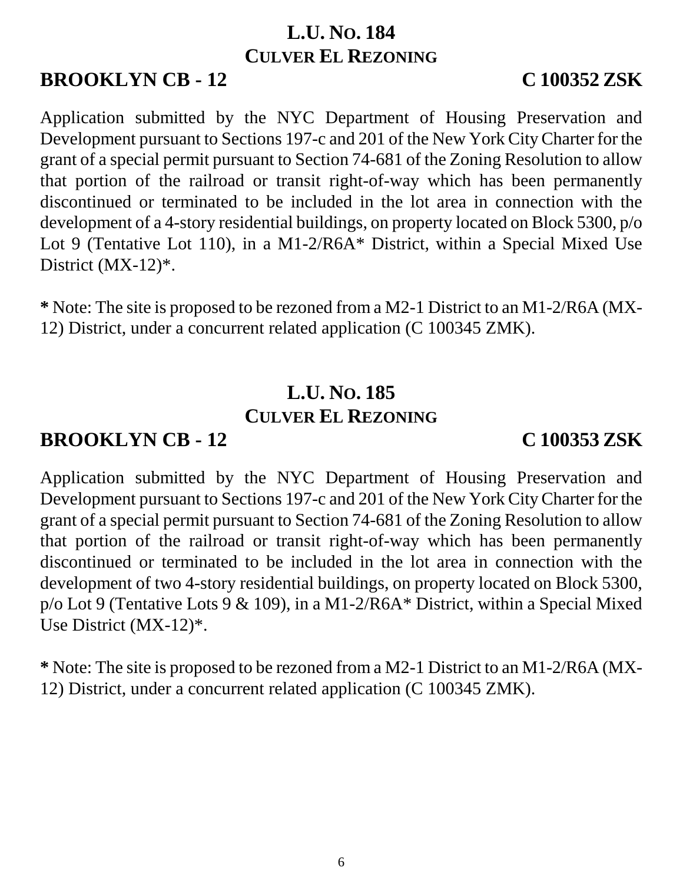## L.U. No. 184
## Culver El Rezoning

**BROOKLYN CB - 12** **C 100352 ZSK**

Application submitted by the NYC Department of Housing Preservation and Development pursuant to Sections 197-c and 201 of the New York City Charter for the grant of a special permit pursuant to Section 74-681 of the Zoning Resolution to allow that portion of the railroad or transit right-of-way which has been permanently discontinued or terminated to be included in the lot area in connection with the development of a 4-story residential buildings, on property located on Block 5300, p/o Lot 9 (Tentative Lot 110), in a M1-2/R6A* District, within a Special Mixed Use District (MX-12)*.

**\*** Note: The site is proposed to be rezoned from a M2-1 District to an M1-2/R6A (MX-12) District, under a concurrent related application (C 100345 ZMK).

## L.U. No. 185
## Culver El Rezoning

**BROOKLYN CB - 12** **C 100353 ZSK**

Application submitted by the NYC Department of Housing Preservation and Development pursuant to Sections 197-c and 201 of the New York City Charter for the grant of a special permit pursuant to Section 74-681 of the Zoning Resolution to allow that portion of the railroad or transit right-of-way which has been permanently discontinued or terminated to be included in the lot area in connection with the development of two 4-story residential buildings, on property located on Block 5300, p/o Lot 9 (Tentative Lots 9 & 109), in a M1-2/R6A* District, within a Special Mixed Use District (MX-12)*.

**\*** Note: The site is proposed to be rezoned from a M2-1 District to an M1-2/R6A (MX-12) District, under a concurrent related application (C 100345 ZMK).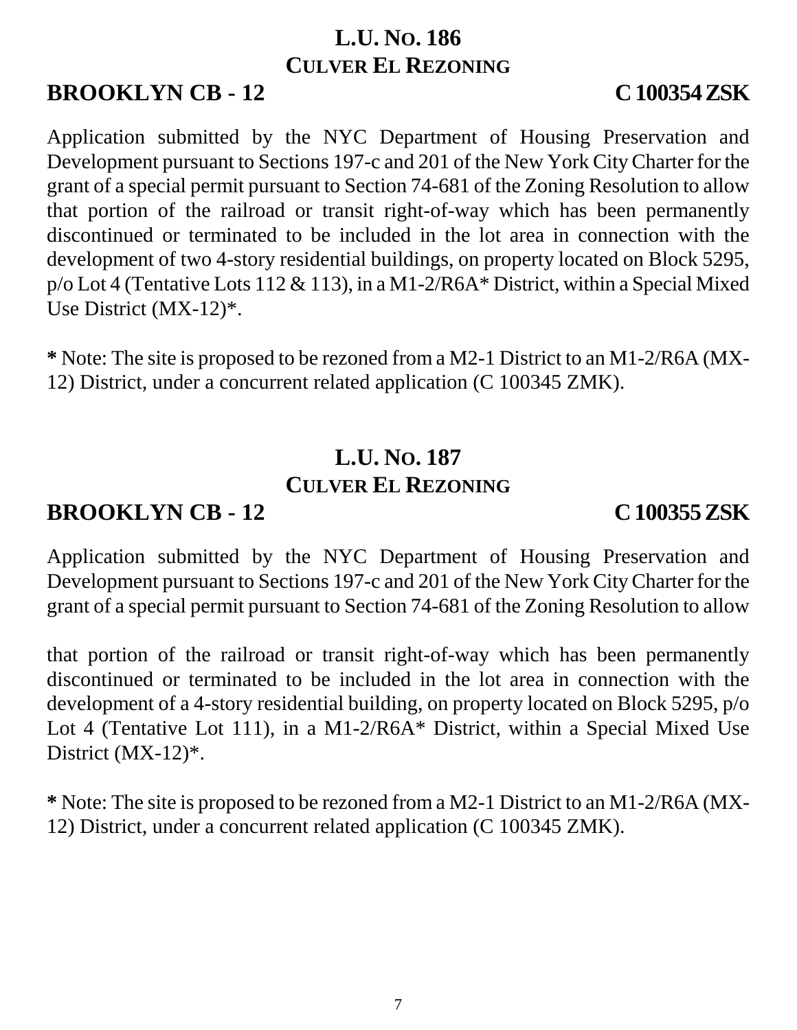## L.U. No. 186
## Culver El Rezoning

**BROOKLYN CB - 12** **C 100354 ZSK**

Application submitted by the NYC Department of Housing Preservation and Development pursuant to Sections 197-c and 201 of the New York City Charter for the grant of a special permit pursuant to Section 74-681 of the Zoning Resolution to allow that portion of the railroad or transit right-of-way which has been permanently discontinued or terminated to be included in the lot area in connection with the development of two 4-story residential buildings, on property located on Block 5295, p/o Lot 4 (Tentative Lots 112 & 113), in a M1-2/R6A* District, within a Special Mixed Use District (MX-12)*.

**\*** Note: The site is proposed to be rezoned from a M2-1 District to an M1-2/R6A (MX-12) District, under a concurrent related application (C 100345 ZMK).

## L.U. No. 187
## Culver El Rezoning

**BROOKLYN CB - 12** **C 100355 ZSK**

Application submitted by the NYC Department of Housing Preservation and Development pursuant to Sections 197-c and 201 of the New York City Charter for the grant of a special permit pursuant to Section 74-681 of the Zoning Resolution to allow

that portion of the railroad or transit right-of-way which has been permanently discontinued or terminated to be included in the lot area in connection with the development of a 4-story residential building, on property located on Block 5295, p/o Lot 4 (Tentative Lot 111), in a M1-2/R6A* District, within a Special Mixed Use District (MX-12)*.

**\*** Note: The site is proposed to be rezoned from a M2-1 District to an M1-2/R6A (MX-12) District, under a concurrent related application (C 100345 ZMK).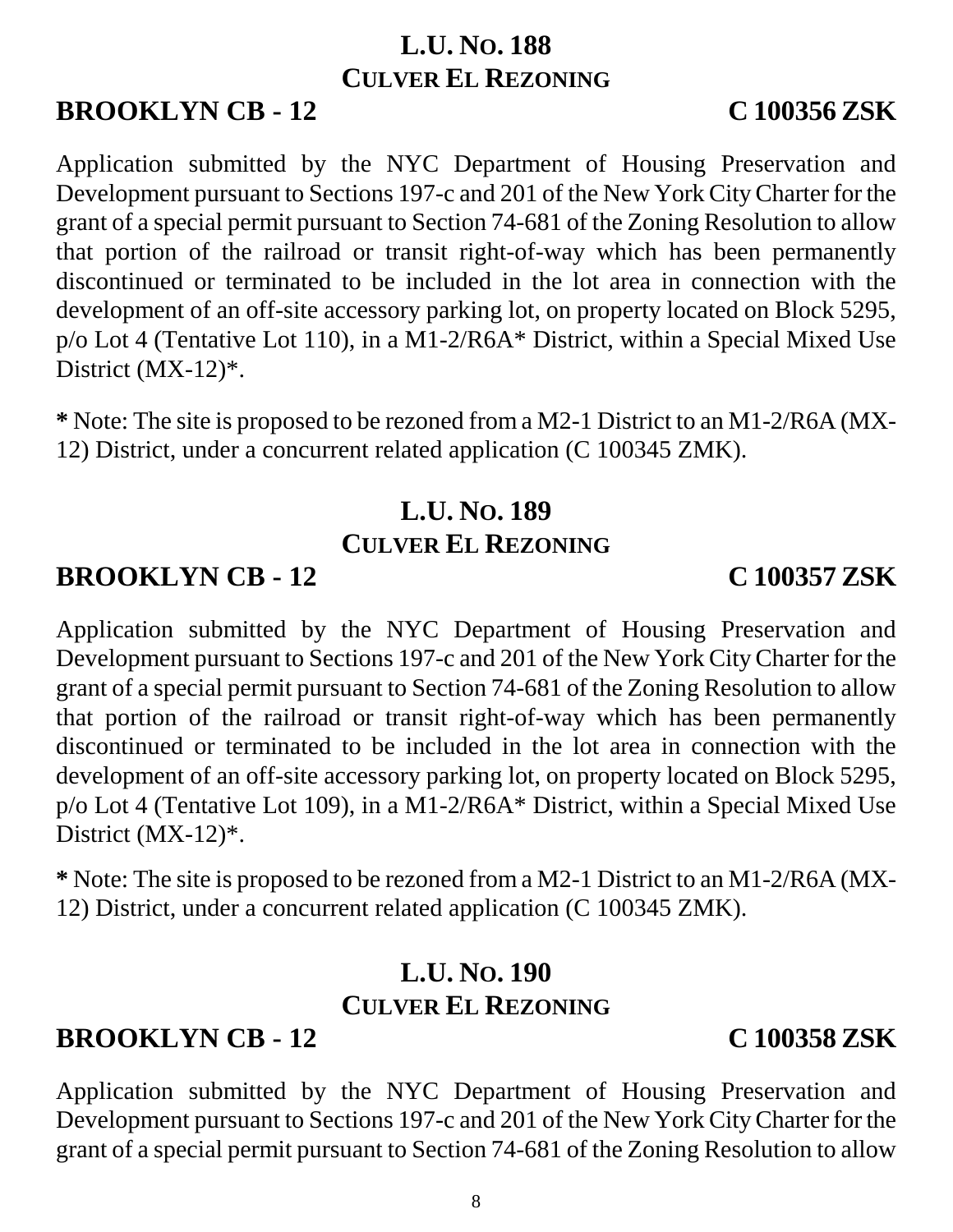## L.U. No. 188
## Culver El Rezoning

**BROOKLYN CB - 12** **C 100356 ZSK**

Application submitted by the NYC Department of Housing Preservation and Development pursuant to Sections 197-c and 201 of the New York City Charter for the grant of a special permit pursuant to Section 74-681 of the Zoning Resolution to allow that portion of the railroad or transit right-of-way which has been permanently discontinued or terminated to be included in the lot area in connection with the development of an off-site accessory parking lot, on property located on Block 5295, p/o Lot 4 (Tentative Lot 110), in a M1-2/R6A* District, within a Special Mixed Use District (MX-12)*.

**\*** Note: The site is proposed to be rezoned from a M2-1 District to an M1-2/R6A (MX-12) District, under a concurrent related application (C 100345 ZMK).

## L.U. No. 189
## Culver El Rezoning

**BROOKLYN CB - 12** **C 100357 ZSK**

Application submitted by the NYC Department of Housing Preservation and Development pursuant to Sections 197-c and 201 of the New York City Charter for the grant of a special permit pursuant to Section 74-681 of the Zoning Resolution to allow that portion of the railroad or transit right-of-way which has been permanently discontinued or terminated to be included in the lot area in connection with the development of an off-site accessory parking lot, on property located on Block 5295, p/o Lot 4 (Tentative Lot 109), in a M1-2/R6A* District, within a Special Mixed Use District (MX-12)*.

**\*** Note: The site is proposed to be rezoned from a M2-1 District to an M1-2/R6A (MX-12) District, under a concurrent related application (C 100345 ZMK).

## L.U. No. 190
## Culver El Rezoning

**BROOKLYN CB - 12** **C 100358 ZSK**

Application submitted by the NYC Department of Housing Preservation and Development pursuant to Sections 197-c and 201 of the New York City Charter for the grant of a special permit pursuant to Section 74-681 of the Zoning Resolution to allow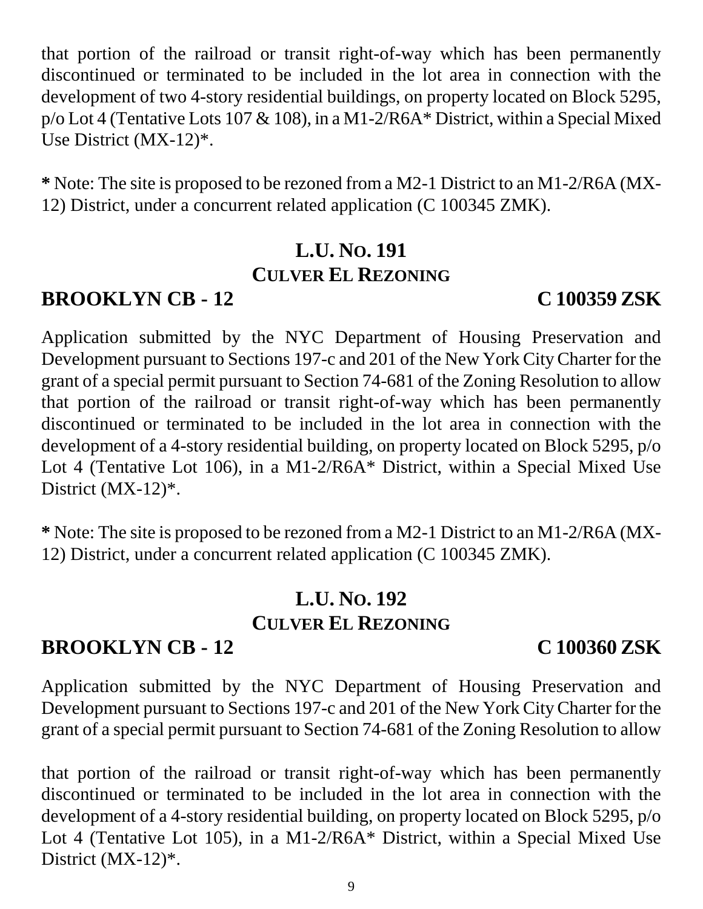that portion of the railroad or transit right-of-way which has been permanently discontinued or terminated to be included in the lot area in connection with the development of two 4-story residential buildings, on property located on Block 5295, p/o Lot 4 (Tentative Lots 107 & 108), in a M1-2/R6A* District, within a Special Mixed Use District (MX-12)*.

**\*** Note: The site is proposed to be rezoned from a M2-1 District to an M1-2/R6A (MX-12) District, under a concurrent related application (C 100345 ZMK).

## L.U. NO. 191
### CULVER EL REZONING

**BROOKLYN CB - 12** **C 100359 ZSK**

Application submitted by the NYC Department of Housing Preservation and Development pursuant to Sections 197-c and 201 of the New York City Charter for the grant of a special permit pursuant to Section 74-681 of the Zoning Resolution to allow that portion of the railroad or transit right-of-way which has been permanently discontinued or terminated to be included in the lot area in connection with the development of a 4-story residential building, on property located on Block 5295, p/o Lot 4 (Tentative Lot 106), in a M1-2/R6A* District, within a Special Mixed Use District (MX-12)*.

**\*** Note: The site is proposed to be rezoned from a M2-1 District to an M1-2/R6A (MX-12) District, under a concurrent related application (C 100345 ZMK).

## L.U. NO. 192
### CULVER EL REZONING

**BROOKLYN CB - 12** **C 100360 ZSK**

Application submitted by the NYC Department of Housing Preservation and Development pursuant to Sections 197-c and 201 of the New York City Charter for the grant of a special permit pursuant to Section 74-681 of the Zoning Resolution to allow

that portion of the railroad or transit right-of-way which has been permanently discontinued or terminated to be included in the lot area in connection with the development of a 4-story residential building, on property located on Block 5295, p/o Lot 4 (Tentative Lot 105), in a M1-2/R6A* District, within a Special Mixed Use District (MX-12)*.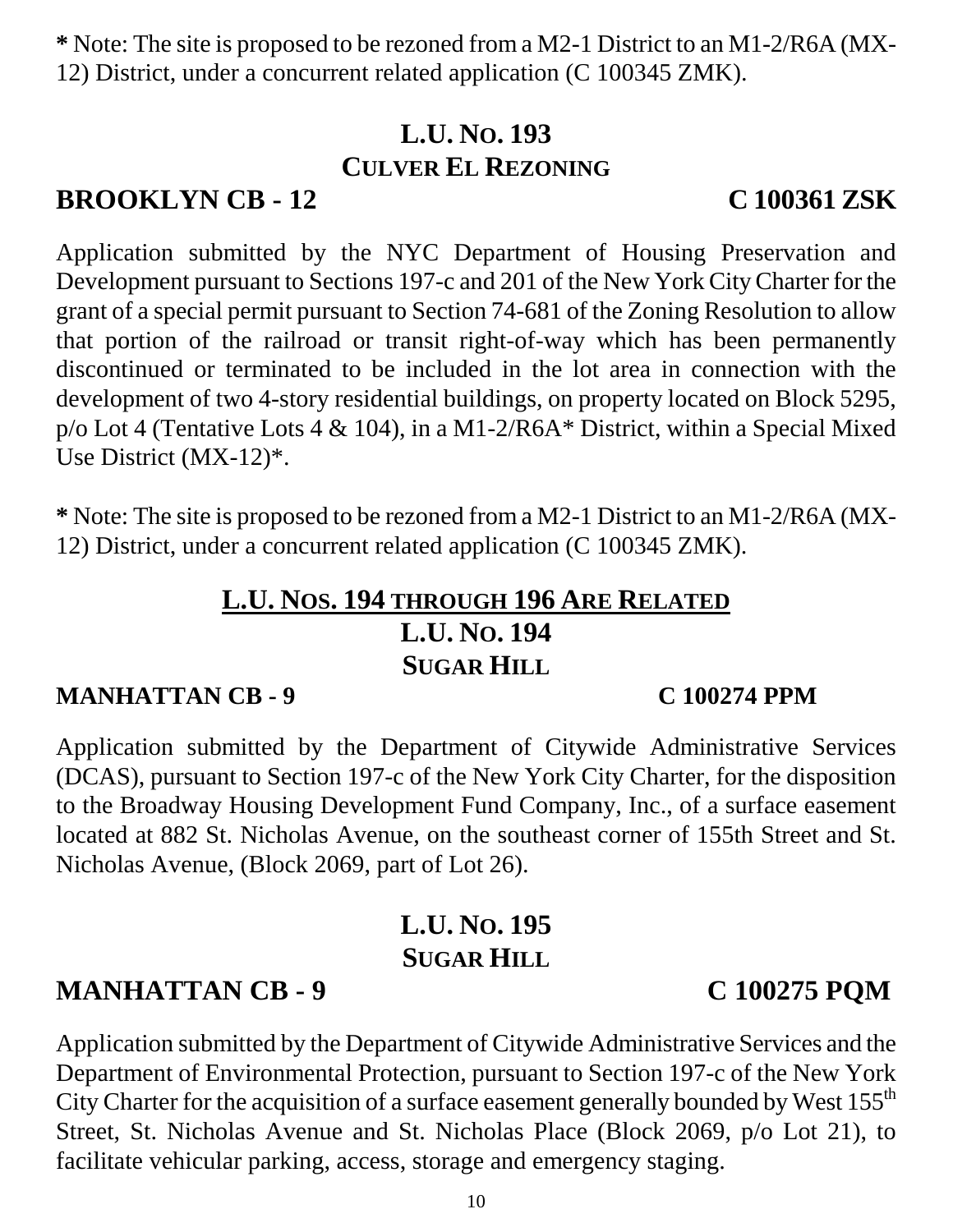**\*** Note: The site is proposed to be rezoned from a M2-1 District to an M1-2/R6A (MX-12) District, under a concurrent related application (C 100345 ZMK).

## L.U. No. 193
## Culver El Rezoning

**BROOKLYN CB - 12** **C 100361 ZSK**

Application submitted by the NYC Department of Housing Preservation and Development pursuant to Sections 197-c and 201 of the New York City Charter for the grant of a special permit pursuant to Section 74-681 of the Zoning Resolution to allow that portion of the railroad or transit right-of-way which has been permanently discontinued or terminated to be included in the lot area in connection with the development of two 4-story residential buildings, on property located on Block 5295, p/o Lot 4 (Tentative Lots 4 & 104), in a M1-2/R6A* District, within a Special Mixed Use District (MX-12)*.

**\*** Note: The site is proposed to be rezoned from a M2-1 District to an M1-2/R6A (MX-12) District, under a concurrent related application (C 100345 ZMK).

## L.U. Nos. 194 through 196 Are Related
## L.U. No. 194
## Sugar Hill

**MANHATTAN CB - 9** **C 100274 PPM**

Application submitted by the Department of Citywide Administrative Services (DCAS), pursuant to Section 197-c of the New York City Charter, for the disposition to the Broadway Housing Development Fund Company, Inc., of a surface easement located at 882 St. Nicholas Avenue, on the southeast corner of 155th Street and St. Nicholas Avenue, (Block 2069, part of Lot 26).

## L.U. No. 195
## Sugar Hill

**MANHATTAN CB - 9** **C 100275 PQM**

Application submitted by the Department of Citywide Administrative Services and the Department of Environmental Protection, pursuant to Section 197-c of the New York City Charter for the acquisition of a surface easement generally bounded by West 155th Street, St. Nicholas Avenue and St. Nicholas Place (Block 2069, p/o Lot 21), to facilitate vehicular parking, access, storage and emergency staging.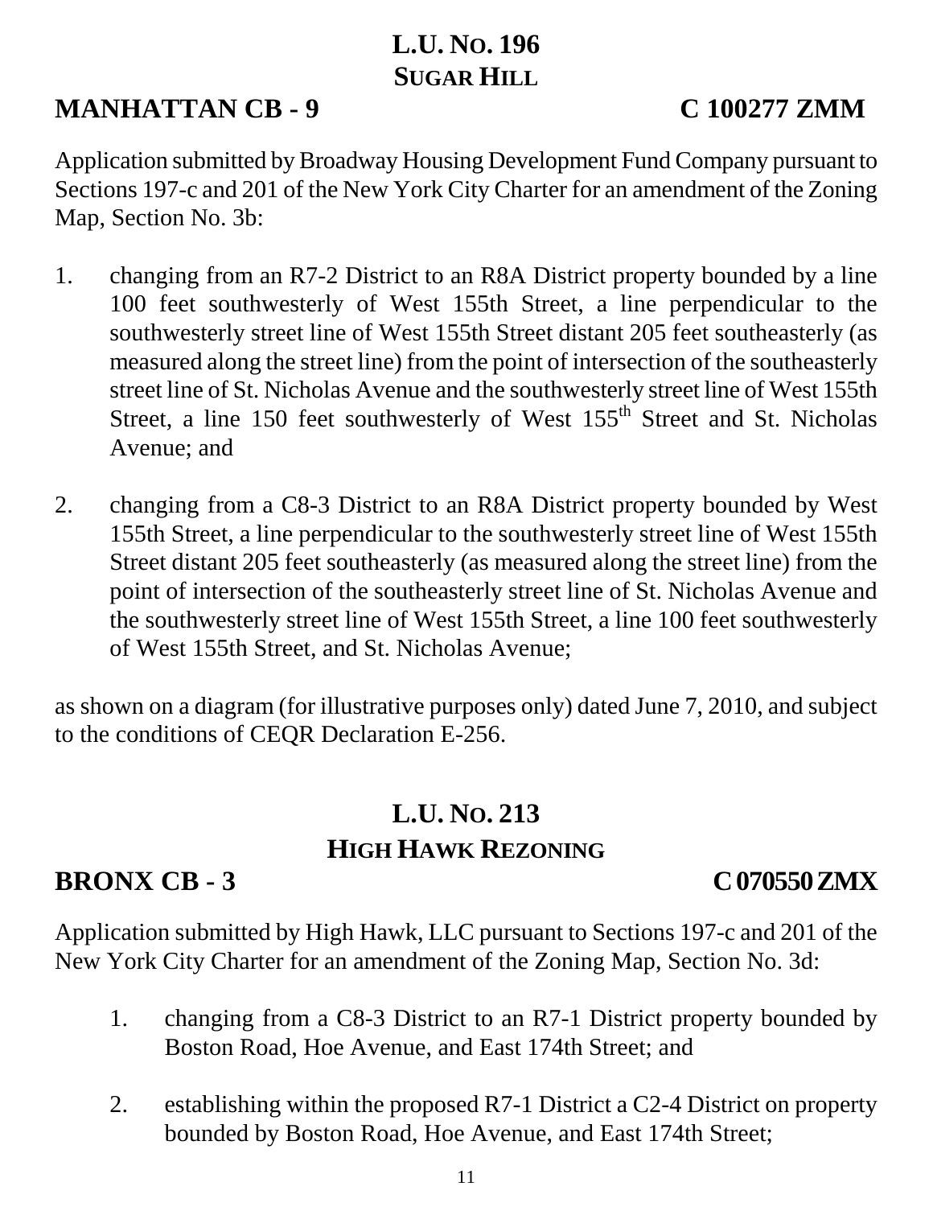## L.U. No. 196
## Sugar Hill

**MANHATTAN CB - 9** **C 100277 ZMM**

Application submitted by Broadway Housing Development Fund Company pursuant to Sections 197-c and 201 of the New York City Charter for an amendment of the Zoning Map, Section No. 3b:

1. changing from an R7-2 District to an R8A District property bounded by a line 100 feet southwesterly of West 155th Street, a line perpendicular to the southwesterly street line of West 155th Street distant 205 feet southeasterly (as measured along the street line) from the point of intersection of the southeasterly street line of St. Nicholas Avenue and the southwesterly street line of West 155th Street, a line 150 feet southwesterly of West 155th Street and St. Nicholas Avenue; and

2. changing from a C8-3 District to an R8A District property bounded by West 155th Street, a line perpendicular to the southwesterly street line of West 155th Street distant 205 feet southeasterly (as measured along the street line) from the point of intersection of the southeasterly street line of St. Nicholas Avenue and the southwesterly street line of West 155th Street, a line 100 feet southwesterly of West 155th Street, and St. Nicholas Avenue;

as shown on a diagram (for illustrative purposes only) dated June 7, 2010, and subject to the conditions of CEQR Declaration E-256.

## L.U. No. 213
## High Hawk Rezoning

**BRONX CB - 3** **C 070550 ZMX**

Application submitted by High Hawk, LLC pursuant to Sections 197-c and 201 of the New York City Charter for an amendment of the Zoning Map, Section No. 3d:

1. changing from a C8-3 District to an R7-1 District property bounded by Boston Road, Hoe Avenue, and East 174th Street; and

2. establishing within the proposed R7-1 District a C2-4 District on property bounded by Boston Road, Hoe Avenue, and East 174th Street;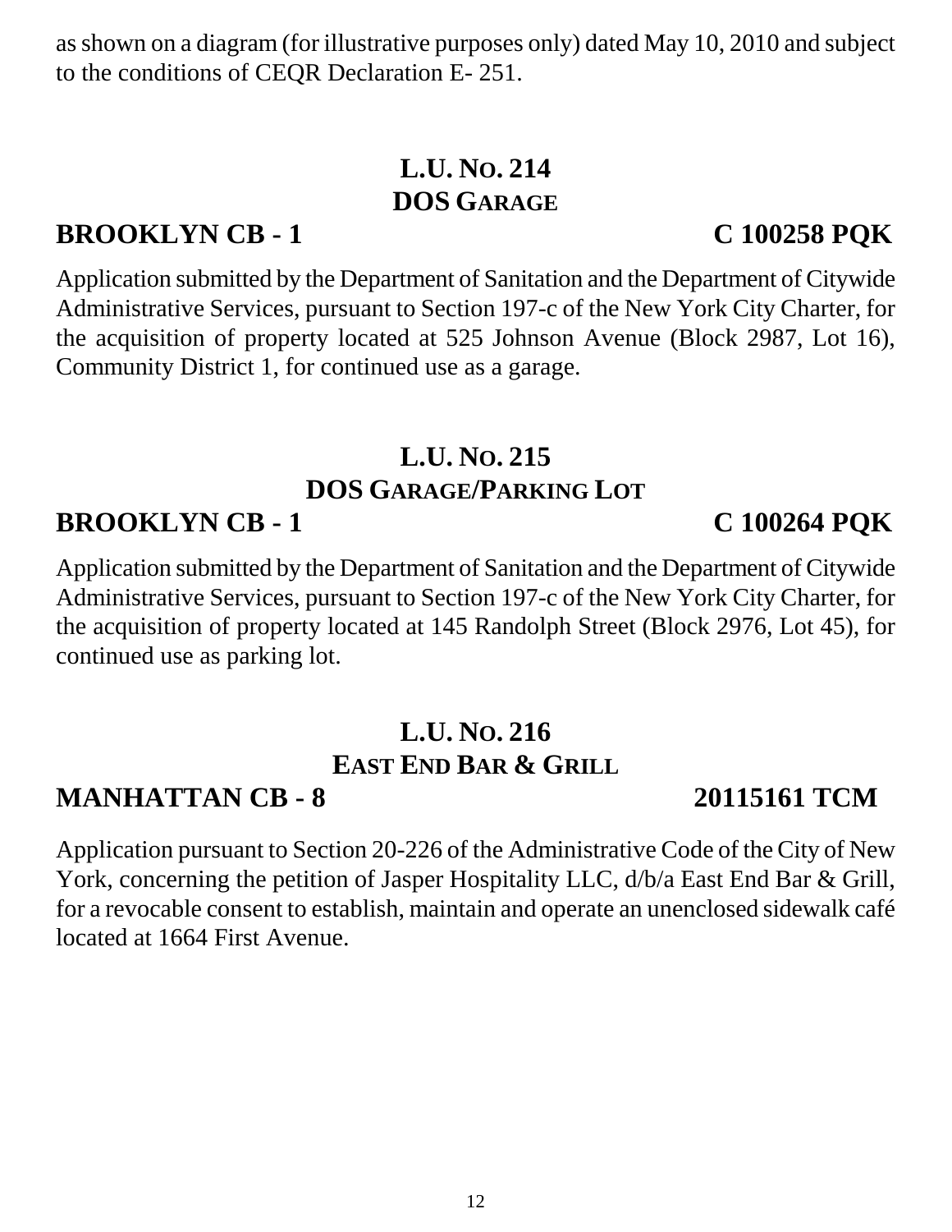as shown on a diagram (for illustrative purposes only) dated May 10, 2010 and subject to the conditions of CEQR Declaration E- 251.

## L.U. No. 214
## DOS Garage

**BROOKLYN CB - 1** **C 100258 PQK**

Application submitted by the Department of Sanitation and the Department of Citywide Administrative Services, pursuant to Section 197-c of the New York City Charter, for the acquisition of property located at 525 Johnson Avenue (Block 2987, Lot 16), Community District 1, for continued use as a garage.

## L.U. No. 215
## DOS Garage/Parking Lot

**BROOKLYN CB - 1** **C 100264 PQK**

Application submitted by the Department of Sanitation and the Department of Citywide Administrative Services, pursuant to Section 197-c of the New York City Charter, for the acquisition of property located at 145 Randolph Street (Block 2976, Lot 45), for continued use as parking lot.

## L.U. No. 216
## East End Bar & Grill

**MANHATTAN CB - 8** **20115161 TCM**

Application pursuant to Section 20-226 of the Administrative Code of the City of New York, concerning the petition of Jasper Hospitality LLC, d/b/a East End Bar & Grill, for a revocable consent to establish, maintain and operate an unenclosed sidewalk café located at 1664 First Avenue.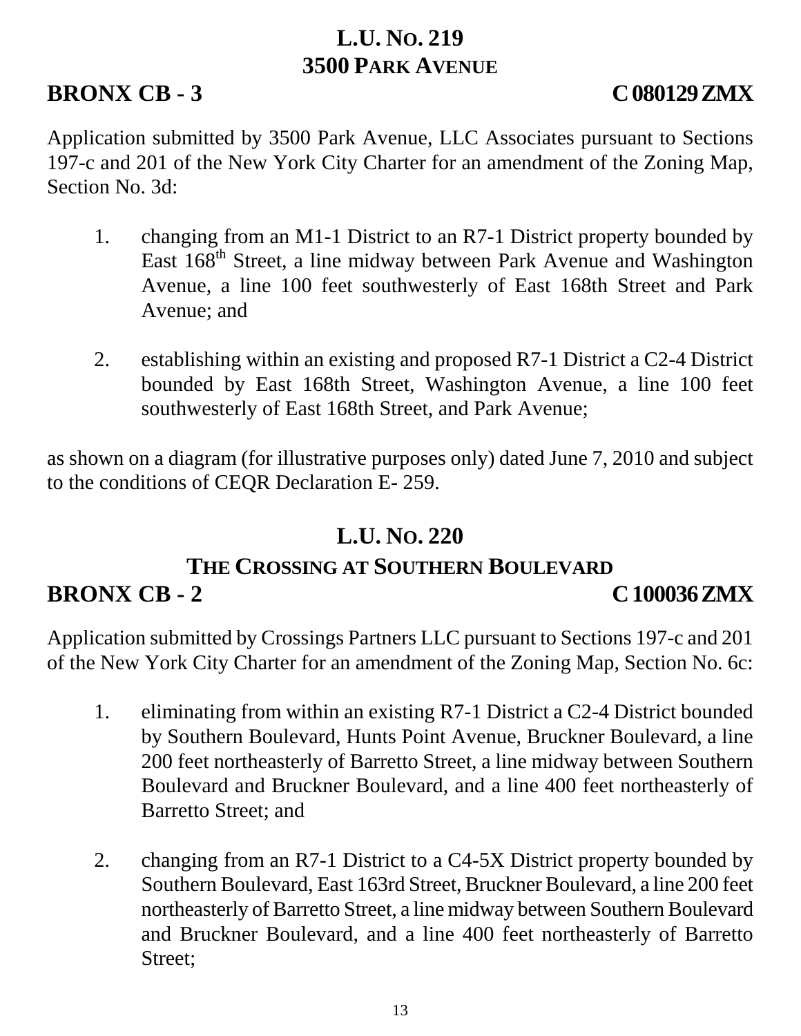## L.U. No. 219
## 3500 Park Avenue

**BRONX CB - 3** **C 080129 ZMX**

Application submitted by 3500 Park Avenue, LLC Associates pursuant to Sections 197-c and 201 of the New York City Charter for an amendment of the Zoning Map, Section No. 3d:

1. changing from an M1-1 District to an R7-1 District property bounded by East 168th Street, a line midway between Park Avenue and Washington Avenue, a line 100 feet southwesterly of East 168th Street and Park Avenue; and

2. establishing within an existing and proposed R7-1 District a C2-4 District bounded by East 168th Street, Washington Avenue, a line 100 feet southwesterly of East 168th Street, and Park Avenue;

as shown on a diagram (for illustrative purposes only) dated June 7, 2010 and subject to the conditions of CEQR Declaration E- 259.

## L.U. No. 220
## The Crossing at Southern Boulevard

**BRONX CB - 2** **C 100036 ZMX**

Application submitted by Crossings Partners LLC pursuant to Sections 197-c and 201 of the New York City Charter for an amendment of the Zoning Map, Section No. 6c:

1. eliminating from within an existing R7-1 District a C2-4 District bounded by Southern Boulevard, Hunts Point Avenue, Bruckner Boulevard, a line 200 feet northeasterly of Barretto Street, a line midway between Southern Boulevard and Bruckner Boulevard, and a line 400 feet northeasterly of Barretto Street; and

2. changing from an R7-1 District to a C4-5X District property bounded by Southern Boulevard, East 163rd Street, Bruckner Boulevard, a line 200 feet northeasterly of Barretto Street, a line midway between Southern Boulevard and Bruckner Boulevard, and a line 400 feet northeasterly of Barretto Street;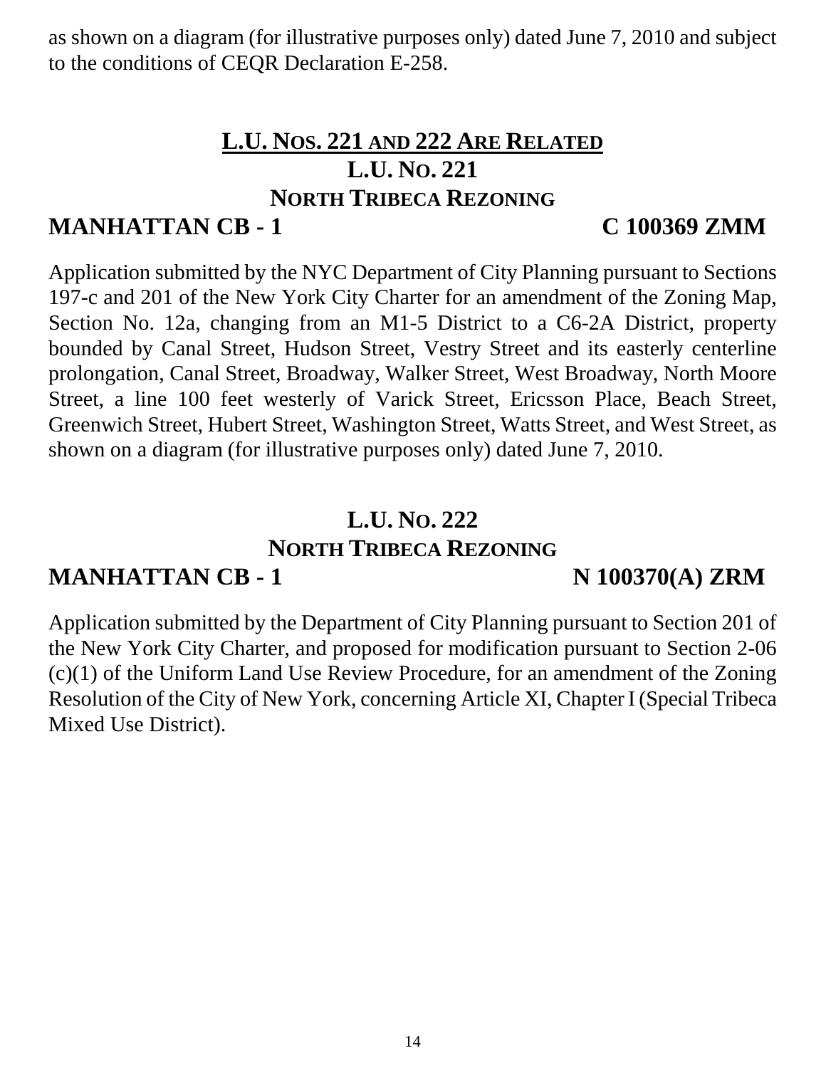as shown on a diagram (for illustrative purposes only) dated June 7, 2010 and subject to the conditions of CEQR Declaration E-258.

## L.U. NOS. 221 AND 222 ARE RELATED
## L.U. NO. 221
## NORTH TRIBECA REZONING

**MANHATTAN CB - 1 C 100369 ZMM**

Application submitted by the NYC Department of City Planning pursuant to Sections 197-c and 201 of the New York City Charter for an amendment of the Zoning Map, Section No. 12a, changing from an M1-5 District to a C6-2A District, property bounded by Canal Street, Hudson Street, Vestry Street and its easterly centerline prolongation, Canal Street, Broadway, Walker Street, West Broadway, North Moore Street, a line 100 feet westerly of Varick Street, Ericsson Place, Beach Street, Greenwich Street, Hubert Street, Washington Street, Watts Street, and West Street, as shown on a diagram (for illustrative purposes only) dated June 7, 2010.

## L.U. NO. 222
## NORTH TRIBECA REZONING

**MANHATTAN CB - 1 N 100370(A) ZRM**

Application submitted by the Department of City Planning pursuant to Section 201 of the New York City Charter, and proposed for modification pursuant to Section 2-06 (c)(1) of the Uniform Land Use Review Procedure, for an amendment of the Zoning Resolution of the City of New York, concerning Article XI, Chapter I (Special Tribeca Mixed Use District).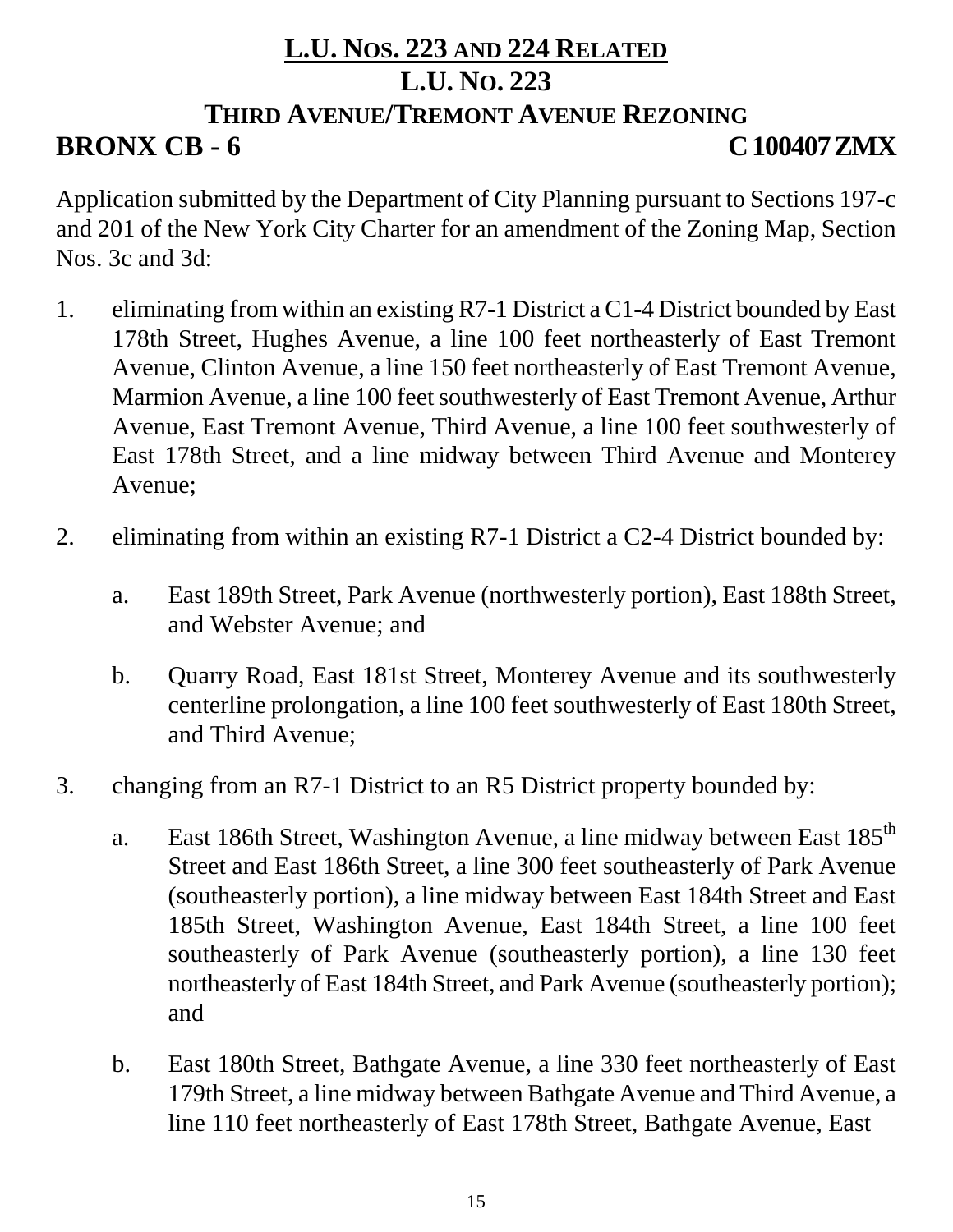## L.U. NOS. 223 AND 224 RELATED

## L.U. NO. 223

## THIRD AVENUE/TREMONT AVENUE REZONING

**BRONX CB - 6** **C 100407 ZMX**

Application submitted by the Department of City Planning pursuant to Sections 197-c and 201 of the New York City Charter for an amendment of the Zoning Map, Section Nos. 3c and 3d:

1. eliminating from within an existing R7-1 District a C1-4 District bounded by East 178th Street, Hughes Avenue, a line 100 feet northeasterly of East Tremont Avenue, Clinton Avenue, a line 150 feet northeasterly of East Tremont Avenue, Marmion Avenue, a line 100 feet southwesterly of East Tremont Avenue, Arthur Avenue, East Tremont Avenue, Third Avenue, a line 100 feet southwesterly of East 178th Street, and a line midway between Third Avenue and Monterey Avenue;

2. eliminating from within an existing R7-1 District a C2-4 District bounded by:

   a. East 189th Street, Park Avenue (northwesterly portion), East 188th Street, and Webster Avenue; and

   b. Quarry Road, East 181st Street, Monterey Avenue and its southwesterly centerline prolongation, a line 100 feet southwesterly of East 180th Street, and Third Avenue;

3. changing from an R7-1 District to an R5 District property bounded by:

   a. East 186th Street, Washington Avenue, a line midway between East 185th Street and East 186th Street, a line 300 feet southeasterly of Park Avenue (southeasterly portion), a line midway between East 184th Street and East 185th Street, Washington Avenue, East 184th Street, a line 100 feet southeasterly of Park Avenue (southeasterly portion), a line 130 feet northeasterly of East 184th Street, and Park Avenue (southeasterly portion); and

   b. East 180th Street, Bathgate Avenue, a line 330 feet northeasterly of East 179th Street, a line midway between Bathgate Avenue and Third Avenue, a line 110 feet northeasterly of East 178th Street, Bathgate Avenue, East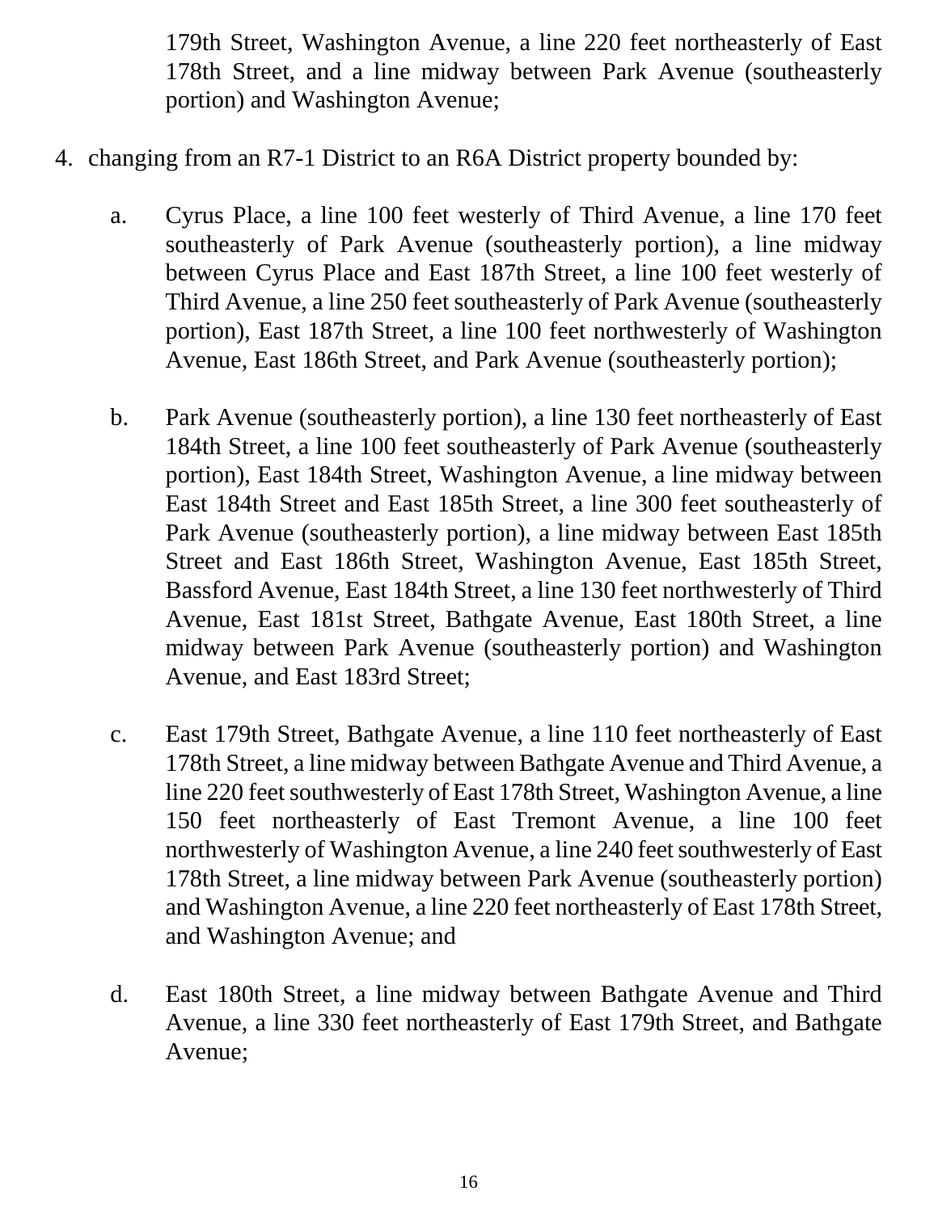179th Street, Washington Avenue, a line 220 feet northeasterly of East 178th Street, and a line midway between Park Avenue (southeasterly portion) and Washington Avenue;

4. changing from an R7-1 District to an R6A District property bounded by:

   a. Cyrus Place, a line 100 feet westerly of Third Avenue, a line 170 feet southeasterly of Park Avenue (southeasterly portion), a line midway between Cyrus Place and East 187th Street, a line 100 feet westerly of Third Avenue, a line 250 feet southeasterly of Park Avenue (southeasterly portion), East 187th Street, a line 100 feet northwesterly of Washington Avenue, East 186th Street, and Park Avenue (southeasterly portion);

   b. Park Avenue (southeasterly portion), a line 130 feet northeasterly of East 184th Street, a line 100 feet southeasterly of Park Avenue (southeasterly portion), East 184th Street, Washington Avenue, a line midway between East 184th Street and East 185th Street, a line 300 feet southeasterly of Park Avenue (southeasterly portion), a line midway between East 185th Street and East 186th Street, Washington Avenue, East 185th Street, Bassford Avenue, East 184th Street, a line 130 feet northwesterly of Third Avenue, East 181st Street, Bathgate Avenue, East 180th Street, a line midway between Park Avenue (southeasterly portion) and Washington Avenue, and East 183rd Street;

   c. East 179th Street, Bathgate Avenue, a line 110 feet northeasterly of East 178th Street, a line midway between Bathgate Avenue and Third Avenue, a line 220 feet southwesterly of East 178th Street, Washington Avenue, a line 150 feet northeasterly of East Tremont Avenue, a line 100 feet northwesterly of Washington Avenue, a line 240 feet southwesterly of East 178th Street, a line midway between Park Avenue (southeasterly portion) and Washington Avenue, a line 220 feet northeasterly of East 178th Street, and Washington Avenue; and

   d. East 180th Street, a line midway between Bathgate Avenue and Third Avenue, a line 330 feet northeasterly of East 179th Street, and Bathgate Avenue;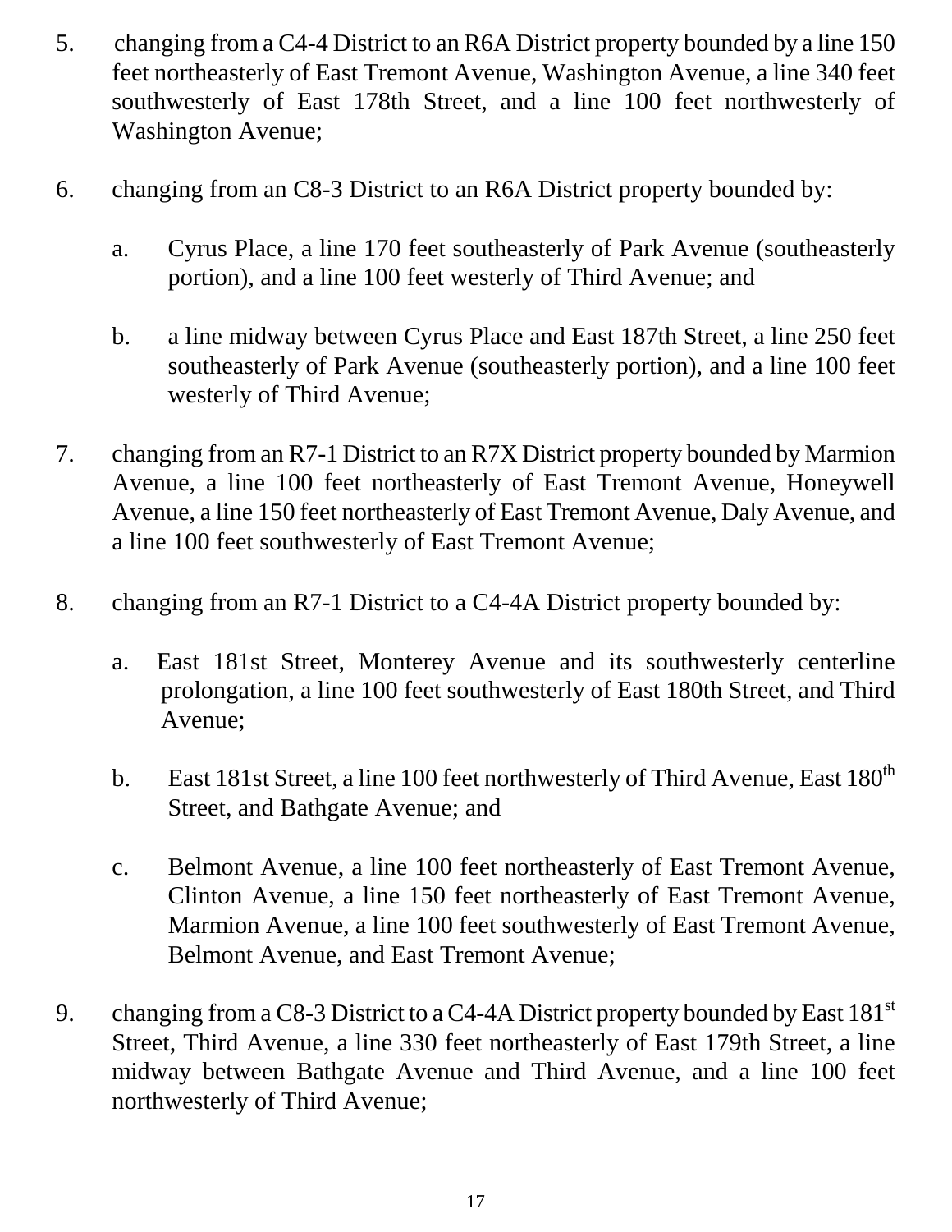5. changing from a C4-4 District to an R6A District property bounded by a line 150 feet northeasterly of East Tremont Avenue, Washington Avenue, a line 340 feet southwesterly of East 178th Street, and a line 100 feet northwesterly of Washington Avenue;

6. changing from an C8-3 District to an R6A District property bounded by:

   a. Cyrus Place, a line 170 feet southeasterly of Park Avenue (southeasterly portion), and a line 100 feet westerly of Third Avenue; and

   b. a line midway between Cyrus Place and East 187th Street, a line 250 feet southeasterly of Park Avenue (southeasterly portion), and a line 100 feet westerly of Third Avenue;

7. changing from an R7-1 District to an R7X District property bounded by Marmion Avenue, a line 100 feet northeasterly of East Tremont Avenue, Honeywell Avenue, a line 150 feet northeasterly of East Tremont Avenue, Daly Avenue, and a line 100 feet southwesterly of East Tremont Avenue;

8. changing from an R7-1 District to a C4-4A District property bounded by:

   a. East 181st Street, Monterey Avenue and its southwesterly centerline prolongation, a line 100 feet southwesterly of East 180th Street, and Third Avenue;

   b. East 181st Street, a line 100 feet northwesterly of Third Avenue, East 180th Street, and Bathgate Avenue; and

   c. Belmont Avenue, a line 100 feet northeasterly of East Tremont Avenue, Clinton Avenue, a line 150 feet northeasterly of East Tremont Avenue, Marmion Avenue, a line 100 feet southwesterly of East Tremont Avenue, Belmont Avenue, and East Tremont Avenue;

9. changing from a C8-3 District to a C4-4A District property bounded by East 181st Street, Third Avenue, a line 330 feet northeasterly of East 179th Street, a line midway between Bathgate Avenue and Third Avenue, and a line 100 feet northwesterly of Third Avenue;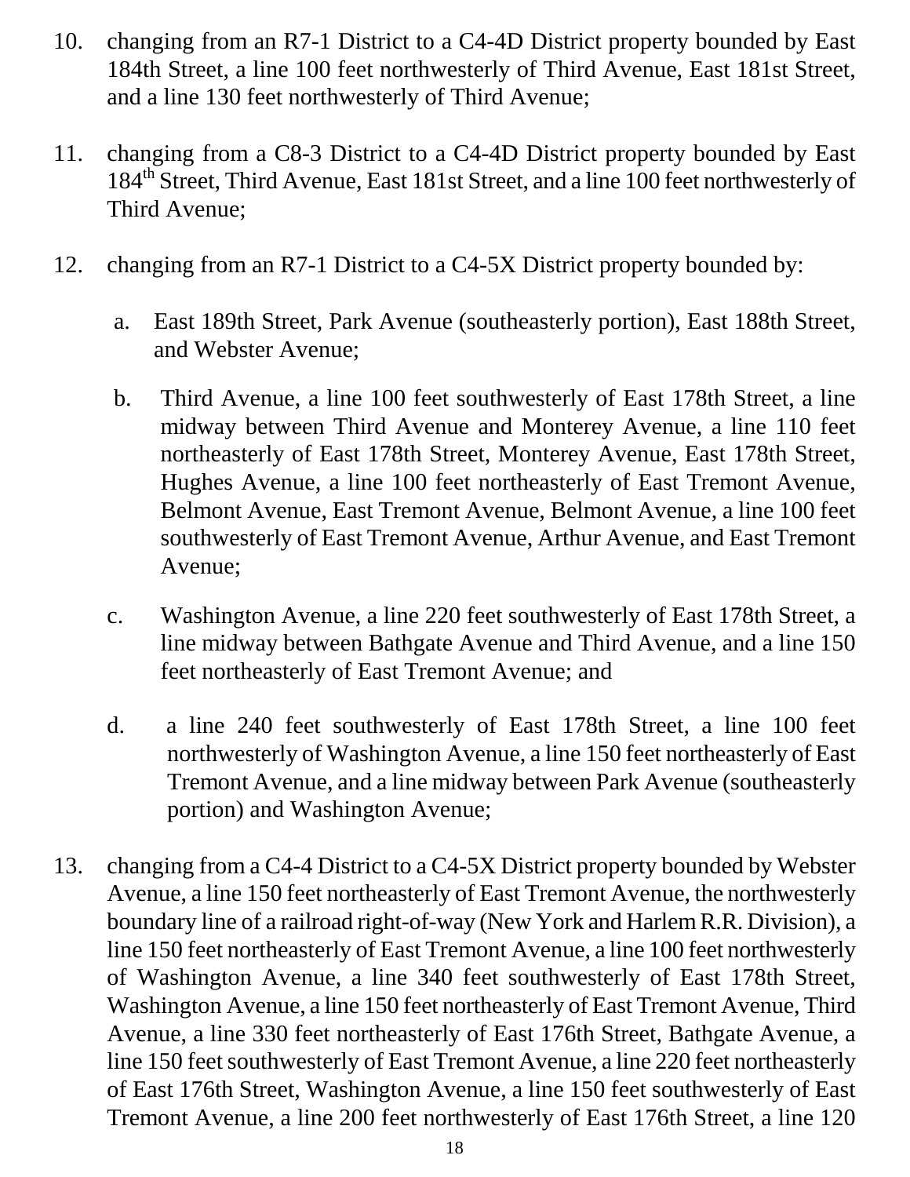10. changing from an R7-1 District to a C4-4D District property bounded by East 184th Street, a line 100 feet northwesterly of Third Avenue, East 181st Street, and a line 130 feet northwesterly of Third Avenue;

11. changing from a C8-3 District to a C4-4D District property bounded by East 184th Street, Third Avenue, East 181st Street, and a line 100 feet northwesterly of Third Avenue;

12. changing from an R7-1 District to a C4-5X District property bounded by:

    a. East 189th Street, Park Avenue (southeasterly portion), East 188th Street, and Webster Avenue;

    b. Third Avenue, a line 100 feet southwesterly of East 178th Street, a line midway between Third Avenue and Monterey Avenue, a line 110 feet northeasterly of East 178th Street, Monterey Avenue, East 178th Street, Hughes Avenue, a line 100 feet northeasterly of East Tremont Avenue, Belmont Avenue, East Tremont Avenue, Belmont Avenue, a line 100 feet southwesterly of East Tremont Avenue, Arthur Avenue, and East Tremont Avenue;

    c. Washington Avenue, a line 220 feet southwesterly of East 178th Street, a line midway between Bathgate Avenue and Third Avenue, and a line 150 feet northeasterly of East Tremont Avenue; and

    d. a line 240 feet southwesterly of East 178th Street, a line 100 feet northwesterly of Washington Avenue, a line 150 feet northeasterly of East Tremont Avenue, and a line midway between Park Avenue (southeasterly portion) and Washington Avenue;

13. changing from a C4-4 District to a C4-5X District property bounded by Webster Avenue, a line 150 feet northeasterly of East Tremont Avenue, the northwesterly boundary line of a railroad right-of-way (New York and Harlem R.R. Division), a line 150 feet northeasterly of East Tremont Avenue, a line 100 feet northwesterly of Washington Avenue, a line 340 feet southwesterly of East 178th Street, Washington Avenue, a line 150 feet northeasterly of East Tremont Avenue, Third Avenue, a line 330 feet northeasterly of East 176th Street, Bathgate Avenue, a line 150 feet southwesterly of East Tremont Avenue, a line 220 feet northeasterly of East 176th Street, Washington Avenue, a line 150 feet southwesterly of East Tremont Avenue, a line 200 feet northwesterly of East 176th Street, a line 120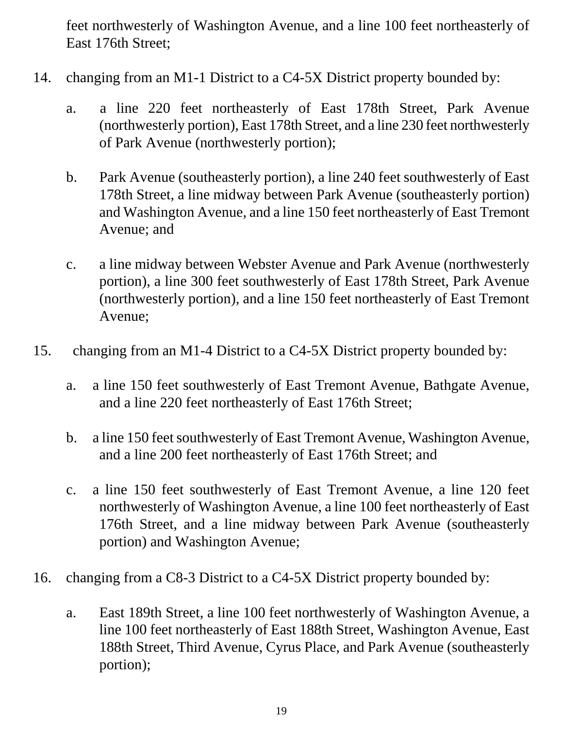feet northwesterly of Washington Avenue, and a line 100 feet northeasterly of East 176th Street;

14. changing from an M1-1 District to a C4-5X District property bounded by:

    a. a line 220 feet northeasterly of East 178th Street, Park Avenue (northwesterly portion), East 178th Street, and a line 230 feet northwesterly of Park Avenue (northwesterly portion);

    b. Park Avenue (southeasterly portion), a line 240 feet southwesterly of East 178th Street, a line midway between Park Avenue (southeasterly portion) and Washington Avenue, and a line 150 feet northeasterly of East Tremont Avenue; and

    c. a line midway between Webster Avenue and Park Avenue (northwesterly portion), a line 300 feet southwesterly of East 178th Street, Park Avenue (northwesterly portion), and a line 150 feet northeasterly of East Tremont Avenue;

15. changing from an M1-4 District to a C4-5X District property bounded by:

    a. a line 150 feet southwesterly of East Tremont Avenue, Bathgate Avenue, and a line 220 feet northeasterly of East 176th Street;

    b. a line 150 feet southwesterly of East Tremont Avenue, Washington Avenue, and a line 200 feet northeasterly of East 176th Street; and

    c. a line 150 feet southwesterly of East Tremont Avenue, a line 120 feet northwesterly of Washington Avenue, a line 100 feet northeasterly of East 176th Street, and a line midway between Park Avenue (southeasterly portion) and Washington Avenue;

16. changing from a C8-3 District to a C4-5X District property bounded by:

    a. East 189th Street, a line 100 feet northwesterly of Washington Avenue, a line 100 feet northeasterly of East 188th Street, Washington Avenue, East 188th Street, Third Avenue, Cyrus Place, and Park Avenue (southeasterly portion);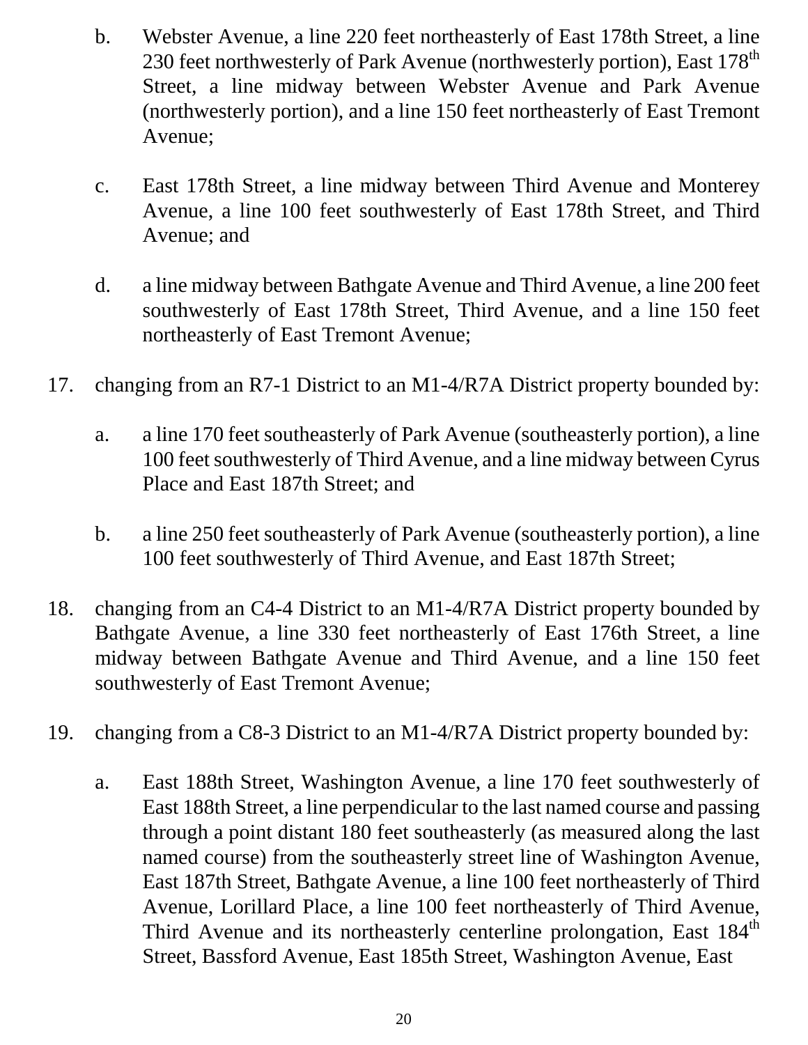b. Webster Avenue, a line 220 feet northeasterly of East 178th Street, a line 230 feet northwesterly of Park Avenue (northwesterly portion), East 178th Street, a line midway between Webster Avenue and Park Avenue (northwesterly portion), and a line 150 feet northeasterly of East Tremont Avenue;

c. East 178th Street, a line midway between Third Avenue and Monterey Avenue, a line 100 feet southwesterly of East 178th Street, and Third Avenue; and

d. a line midway between Bathgate Avenue and Third Avenue, a line 200 feet southwesterly of East 178th Street, Third Avenue, and a line 150 feet northeasterly of East Tremont Avenue;

17. changing from an R7-1 District to an M1-4/R7A District property bounded by:

    a. a line 170 feet southeasterly of Park Avenue (southeasterly portion), a line 100 feet southwesterly of Third Avenue, and a line midway between Cyrus Place and East 187th Street; and

    b. a line 250 feet southeasterly of Park Avenue (southeasterly portion), a line 100 feet southwesterly of Third Avenue, and East 187th Street;

18. changing from an C4-4 District to an M1-4/R7A District property bounded by Bathgate Avenue, a line 330 feet northeasterly of East 176th Street, a line midway between Bathgate Avenue and Third Avenue, and a line 150 feet southwesterly of East Tremont Avenue;

19. changing from a C8-3 District to an M1-4/R7A District property bounded by:

    a. East 188th Street, Washington Avenue, a line 170 feet southwesterly of East 188th Street, a line perpendicular to the last named course and passing through a point distant 180 feet southeasterly (as measured along the last named course) from the southeasterly street line of Washington Avenue, East 187th Street, Bathgate Avenue, a line 100 feet northeasterly of Third Avenue, Lorillard Place, a line 100 feet northeasterly of Third Avenue, Third Avenue and its northeasterly centerline prolongation, East 184th Street, Bassford Avenue, East 185th Street, Washington Avenue, East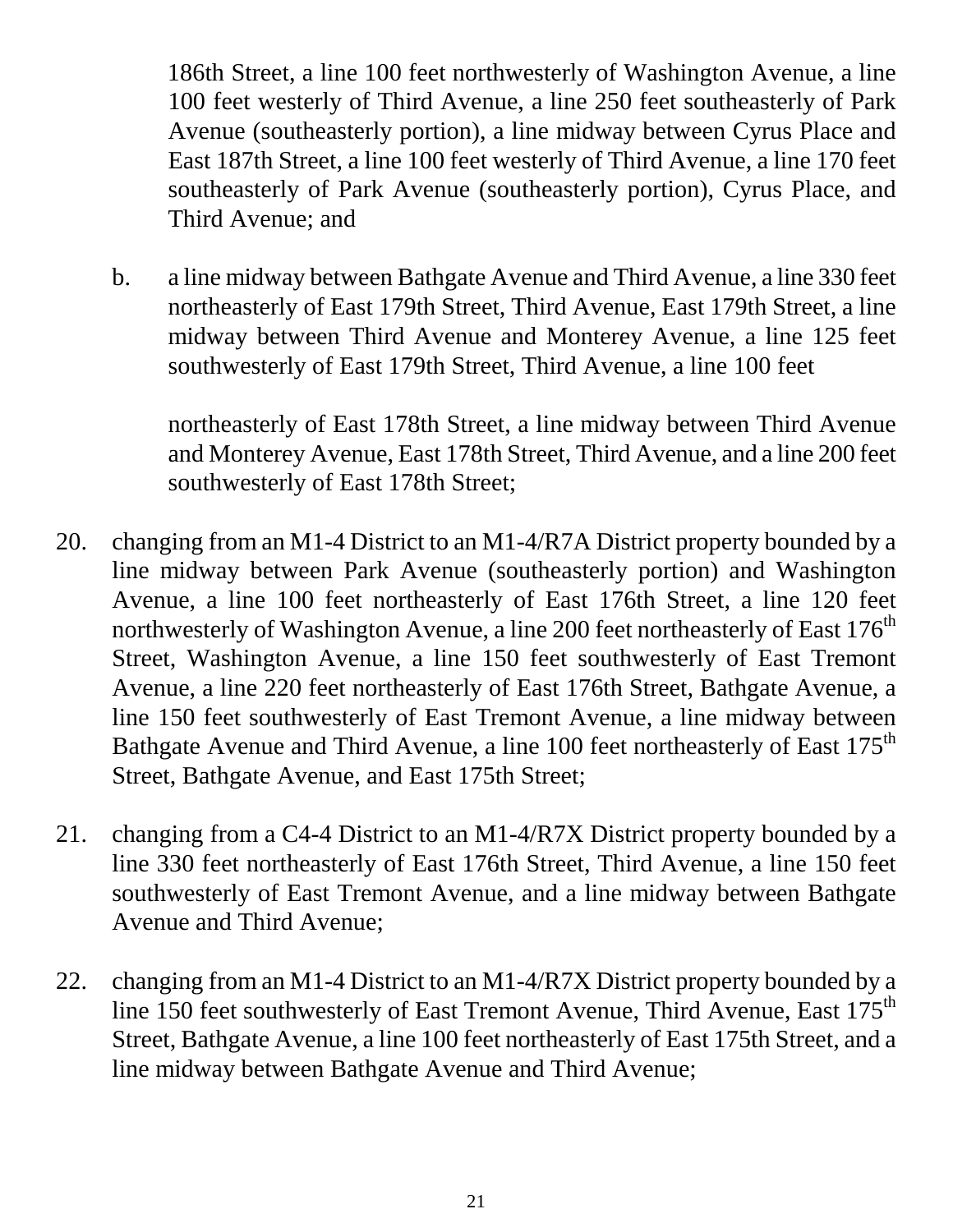186th Street, a line 100 feet northwesterly of Washington Avenue, a line 100 feet westerly of Third Avenue, a line 250 feet southeasterly of Park Avenue (southeasterly portion), a line midway between Cyrus Place and East 187th Street, a line 100 feet westerly of Third Avenue, a line 170 feet southeasterly of Park Avenue (southeasterly portion), Cyrus Place, and Third Avenue; and

b. a line midway between Bathgate Avenue and Third Avenue, a line 330 feet northeasterly of East 179th Street, Third Avenue, East 179th Street, a line midway between Third Avenue and Monterey Avenue, a line 125 feet southwesterly of East 179th Street, Third Avenue, a line 100 feet northeasterly of East 178th Street, a line midway between Third Avenue and Monterey Avenue, East 178th Street, Third Avenue, and a line 200 feet southwesterly of East 178th Street;

20. changing from an M1-4 District to an M1-4/R7A District property bounded by a line midway between Park Avenue (southeasterly portion) and Washington Avenue, a line 100 feet northeasterly of East 176th Street, a line 120 feet northwesterly of Washington Avenue, a line 200 feet northeasterly of East 176th Street, Washington Avenue, a line 150 feet southwesterly of East Tremont Avenue, a line 220 feet northeasterly of East 176th Street, Bathgate Avenue, a line 150 feet southwesterly of East Tremont Avenue, a line midway between Bathgate Avenue and Third Avenue, a line 100 feet northeasterly of East 175th Street, Bathgate Avenue, and East 175th Street;

21. changing from a C4-4 District to an M1-4/R7X District property bounded by a line 330 feet northeasterly of East 176th Street, Third Avenue, a line 150 feet southwesterly of East Tremont Avenue, and a line midway between Bathgate Avenue and Third Avenue;

22. changing from an M1-4 District to an M1-4/R7X District property bounded by a line 150 feet southwesterly of East Tremont Avenue, Third Avenue, East 175th Street, Bathgate Avenue, a line 100 feet northeasterly of East 175th Street, and a line midway between Bathgate Avenue and Third Avenue;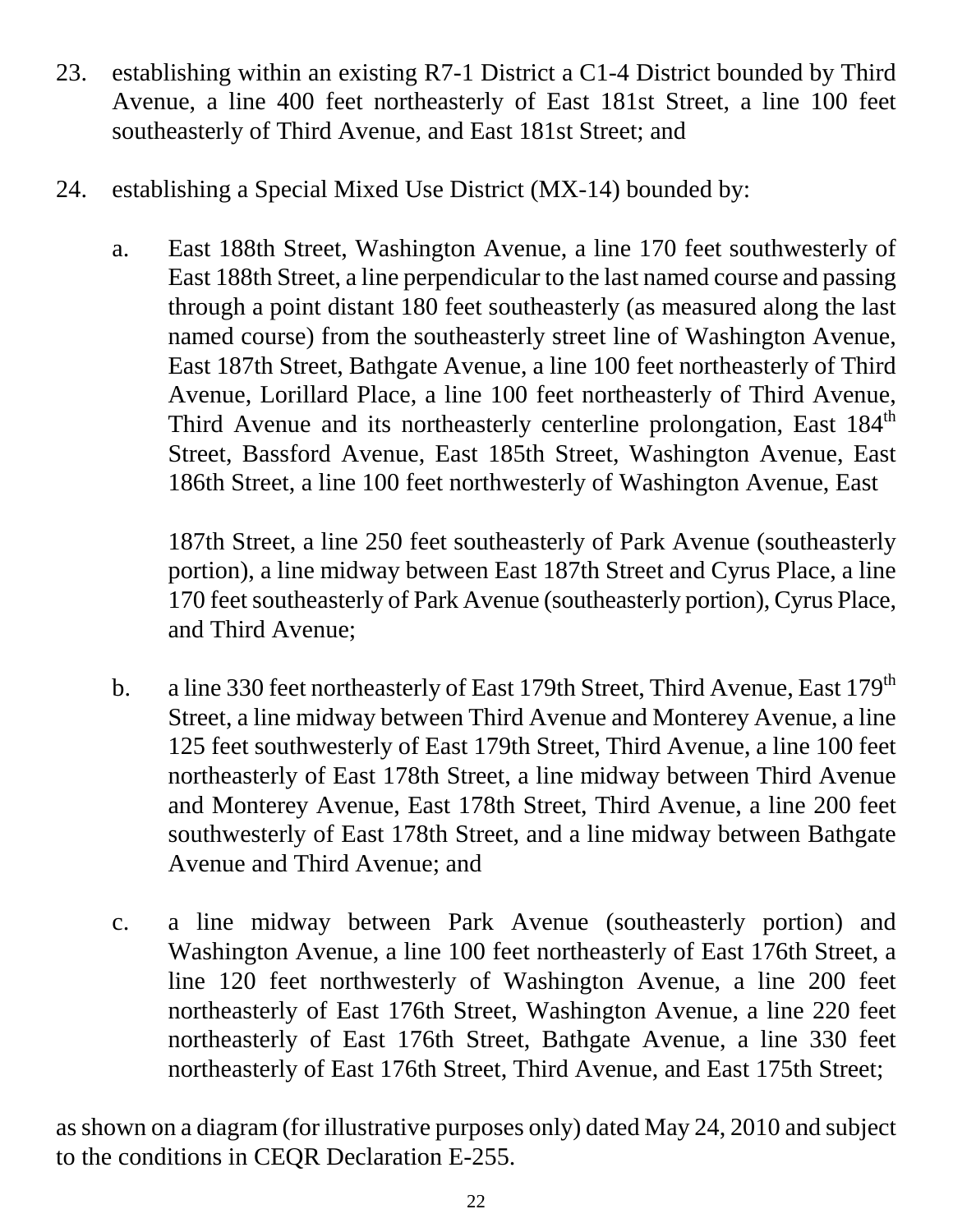23. establishing within an existing R7-1 District a C1-4 District bounded by Third Avenue, a line 400 feet northeasterly of East 181st Street, a line 100 feet southeasterly of Third Avenue, and East 181st Street; and

24. establishing a Special Mixed Use District (MX-14) bounded by:

    a. East 188th Street, Washington Avenue, a line 170 feet southwesterly of East 188th Street, a line perpendicular to the last named course and passing through a point distant 180 feet southeasterly (as measured along the last named course) from the southeasterly street line of Washington Avenue, East 187th Street, Bathgate Avenue, a line 100 feet northeasterly of Third Avenue, Lorillard Place, a line 100 feet northeasterly of Third Avenue, Third Avenue and its northeasterly centerline prolongation, East 184th Street, Bassford Avenue, East 185th Street, Washington Avenue, East 186th Street, a line 100 feet northwesterly of Washington Avenue, East

       187th Street, a line 250 feet southeasterly of Park Avenue (southeasterly portion), a line midway between East 187th Street and Cyrus Place, a line 170 feet southeasterly of Park Avenue (southeasterly portion), Cyrus Place, and Third Avenue;

    b. a line 330 feet northeasterly of East 179th Street, Third Avenue, East 179th Street, a line midway between Third Avenue and Monterey Avenue, a line 125 feet southwesterly of East 179th Street, Third Avenue, a line 100 feet northeasterly of East 178th Street, a line midway between Third Avenue and Monterey Avenue, East 178th Street, Third Avenue, a line 200 feet southwesterly of East 178th Street, and a line midway between Bathgate Avenue and Third Avenue; and

    c. a line midway between Park Avenue (southeasterly portion) and Washington Avenue, a line 100 feet northeasterly of East 176th Street, a line 120 feet northwesterly of Washington Avenue, a line 200 feet northeasterly of East 176th Street, Washington Avenue, a line 220 feet northeasterly of East 176th Street, Bathgate Avenue, a line 330 feet northeasterly of East 176th Street, Third Avenue, and East 175th Street;

as shown on a diagram (for illustrative purposes only) dated May 24, 2010 and subject to the conditions in CEQR Declaration E-255.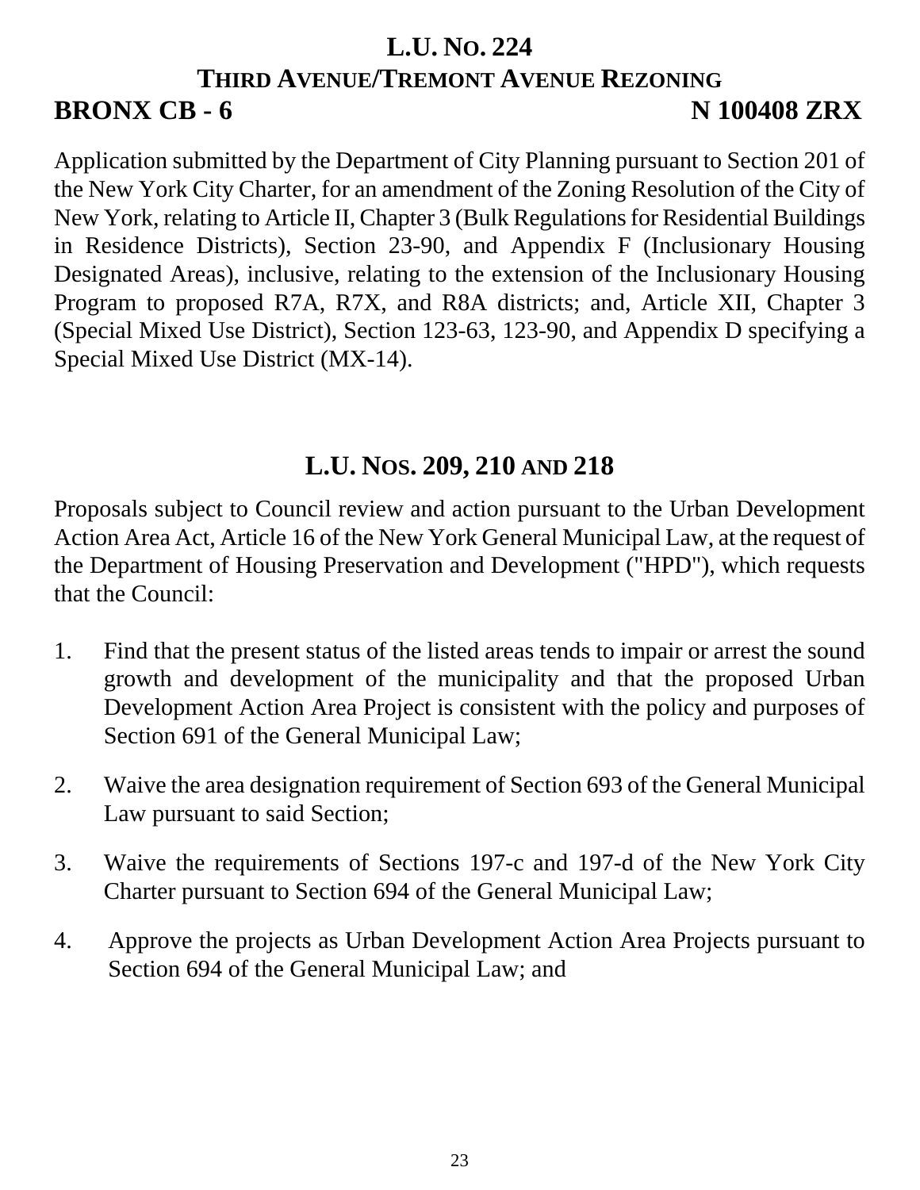## L.U. No. 224
## Third Avenue/Tremont Avenue Rezoning
**BRONX CB - 6** **N 100408 ZRX**

Application submitted by the Department of City Planning pursuant to Section 201 of the New York City Charter, for an amendment of the Zoning Resolution of the City of New York, relating to Article II, Chapter 3 (Bulk Regulations for Residential Buildings in Residence Districts), Section 23-90, and Appendix F (Inclusionary Housing Designated Areas), inclusive, relating to the extension of the Inclusionary Housing Program to proposed R7A, R7X, and R8A districts; and, Article XII, Chapter 3 (Special Mixed Use District), Section 123-63, 123-90, and Appendix D specifying a Special Mixed Use District (MX-14).

## L.U. Nos. 209, 210 and 218

Proposals subject to Council review and action pursuant to the Urban Development Action Area Act, Article 16 of the New York General Municipal Law, at the request of the Department of Housing Preservation and Development ("HPD"), which requests that the Council:

1. Find that the present status of the listed areas tends to impair or arrest the sound growth and development of the municipality and that the proposed Urban Development Action Area Project is consistent with the policy and purposes of Section 691 of the General Municipal Law;

2. Waive the area designation requirement of Section 693 of the General Municipal Law pursuant to said Section;

3. Waive the requirements of Sections 197-c and 197-d of the New York City Charter pursuant to Section 694 of the General Municipal Law;

4. Approve the projects as Urban Development Action Area Projects pursuant to Section 694 of the General Municipal Law; and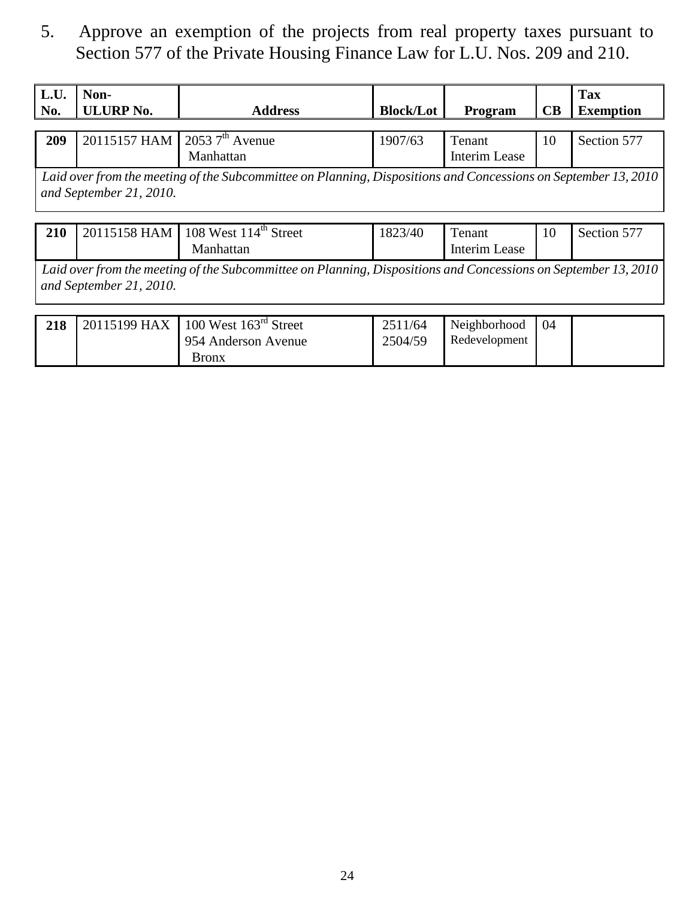5. Approve an exemption of the projects from real property taxes pursuant to Section 577 of the Private Housing Finance Law for L.U. Nos. 209 and 210.

| L.U. No. | Non-ULURP No. | Address | Block/Lot | Program | CB | Tax Exemption |
|---|---|---|---|---|---|---|
| **209** | 20115157 HAM | 2053 7th Avenue Manhattan | 1907/63 | Tenant Interim Lease | 10 | Section 577 |
| *Laid over from the meeting of the Subcommittee on Planning, Dispositions and Concessions on September 13, 2010 and September 21, 2010.* | | | | | | |
| **210** | 20115158 HAM | 108 West 114th Street Manhattan | 1823/40 | Tenant Interim Lease | 10 | Section 577 |
| *Laid over from the meeting of the Subcommittee on Planning, Dispositions and Concessions on September 13, 2010 and September 21, 2010.* | | | | | | |
| **218** | 20115199 HAX | 100 West 163rd Street 954 Anderson Avenue Bronx | 2511/64 2504/59 | Neighborhood Redevelopment | 04 | |